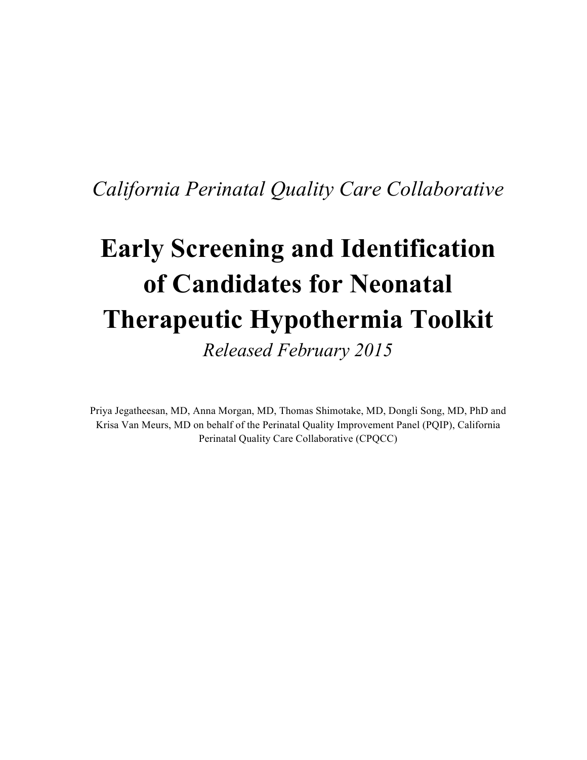*California Perinatal Quality Care Collaborative*

# Early Screening and Identification of Candidates for Neonatal Therapeutic Hypothermia Toolkit

*Released February 2015*

Priya Jegatheesan, MD, Anna Morgan, MD, Thomas Shimotake, MD, Dongli Song, MD, PhD and Krisa Van Meurs, MD on behalf of the Perinatal Quality Improvement Panel (PQIP), California Perinatal Quality Care Collaborative (CPQCC)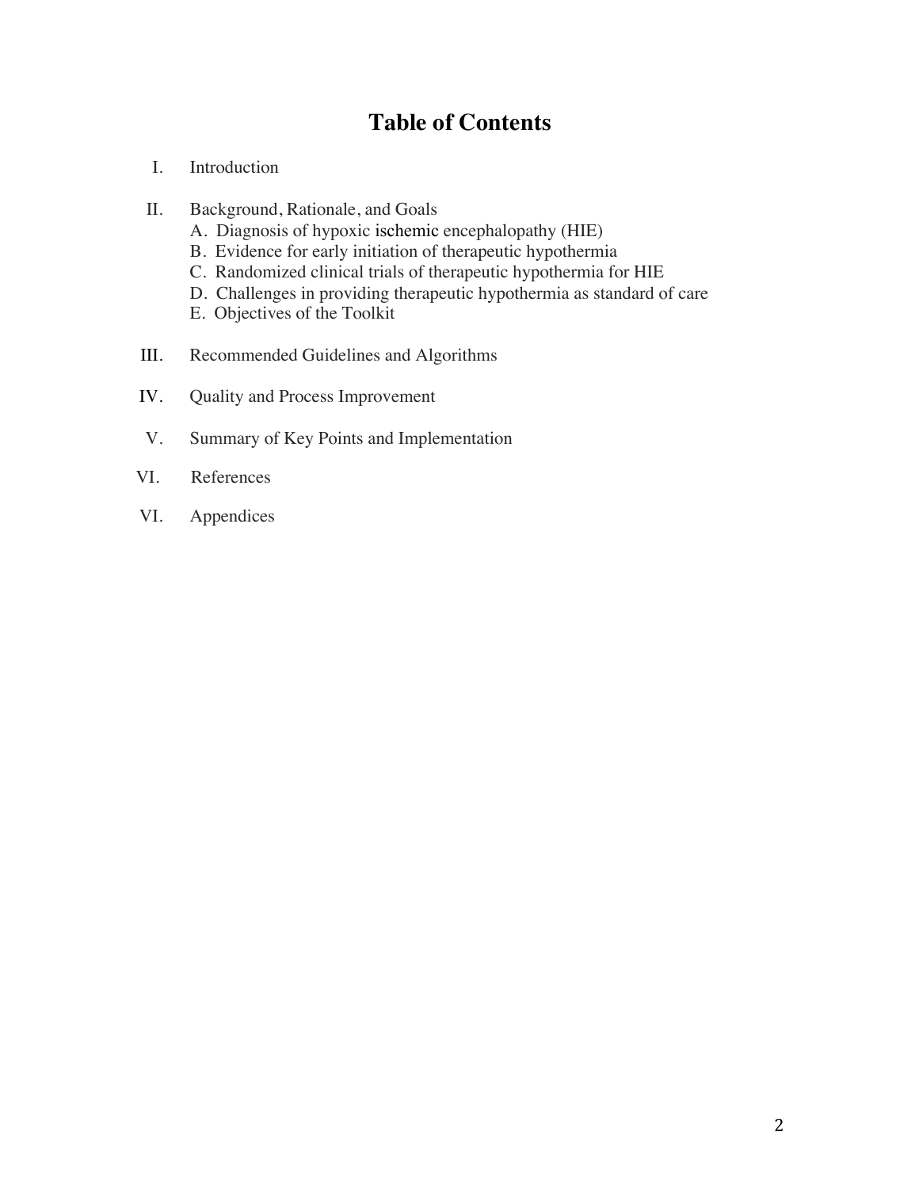# Table of Contents

I. Introduction

II. Background, Rationale, and Goals
   - A. Diagnosis of hypoxic ischemic encephalopathy (HIE)
   - B. Evidence for early initiation of therapeutic hypothermia
   - C. Randomized clinical trials of therapeutic hypothermia for HIE
   - D. Challenges in providing therapeutic hypothermia as standard of care
   - E. Objectives of the Toolkit

III. Recommended Guidelines and Algorithms

IV. Quality and Process Improvement

V. Summary of Key Points and Implementation

VI. References

VI. Appendices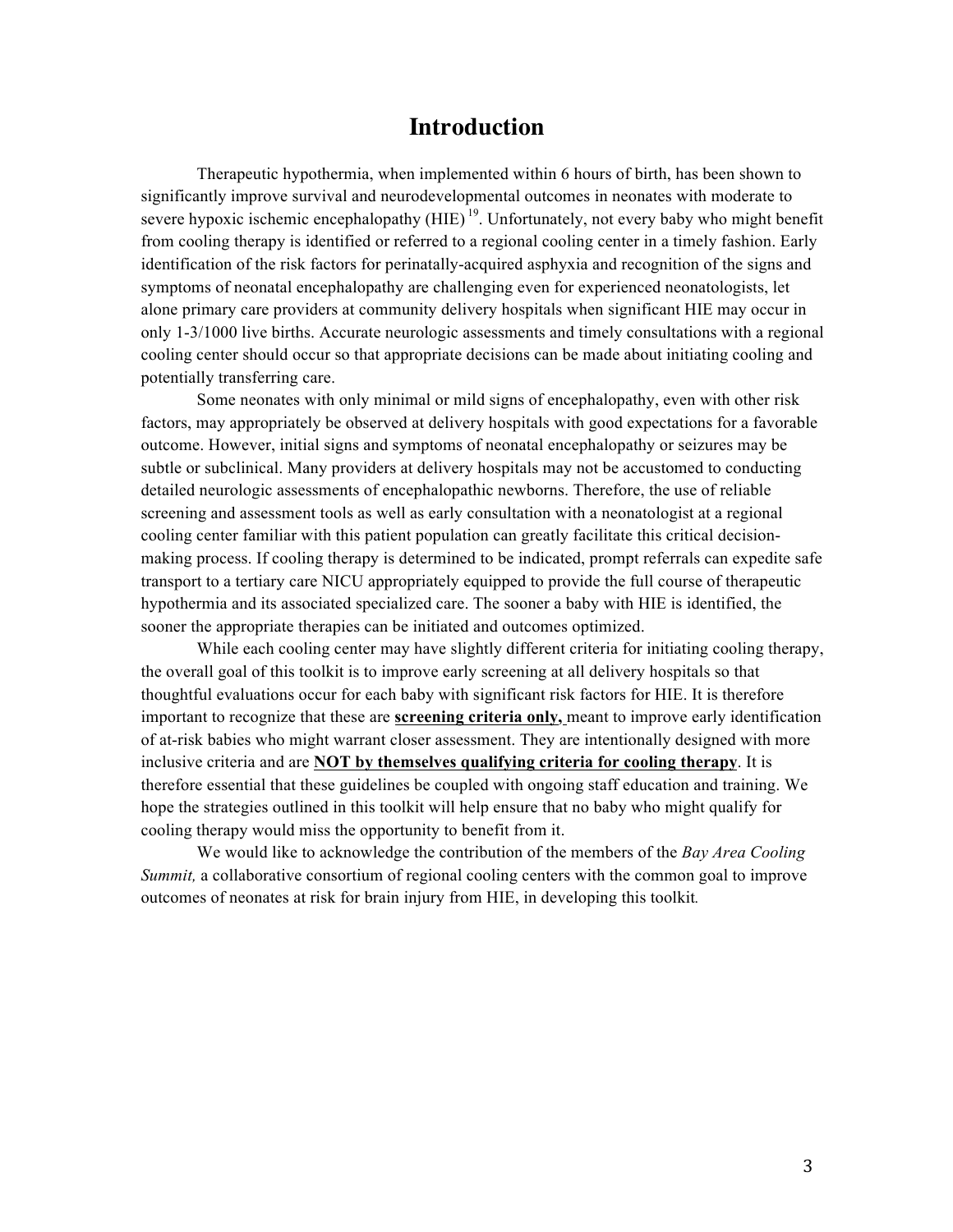# Introduction

Therapeutic hypothermia, when implemented within 6 hours of birth, has been shown to significantly improve survival and neurodevelopmental outcomes in neonates with moderate to severe hypoxic ischemic encephalopathy (HIE)[19]. Unfortunately, not every baby who might benefit from cooling therapy is identified or referred to a regional cooling center in a timely fashion. Early identification of the risk factors for perinatally-acquired asphyxia and recognition of the signs and symptoms of neonatal encephalopathy are challenging even for experienced neonatologists, let alone primary care providers at community delivery hospitals when significant HIE may occur in only 1-3/1000 live births. Accurate neurologic assessments and timely consultations with a regional cooling center should occur so that appropriate decisions can be made about initiating cooling and potentially transferring care.

Some neonates with only minimal or mild signs of encephalopathy, even with other risk factors, may appropriately be observed at delivery hospitals with good expectations for a favorable outcome. However, initial signs and symptoms of neonatal encephalopathy or seizures may be subtle or subclinical. Many providers at delivery hospitals may not be accustomed to conducting detailed neurologic assessments of encephalopathic newborns. Therefore, the use of reliable screening and assessment tools as well as early consultation with a neonatologist at a regional cooling center familiar with this patient population can greatly facilitate this critical decision-making process. If cooling therapy is determined to be indicated, prompt referrals can expedite safe transport to a tertiary care NICU appropriately equipped to provide the full course of therapeutic hypothermia and its associated specialized care. The sooner a baby with HIE is identified, the sooner the appropriate therapies can be initiated and outcomes optimized.

While each cooling center may have slightly different criteria for initiating cooling therapy, the overall goal of this toolkit is to improve early screening at all delivery hospitals so that thoughtful evaluations occur for each baby with significant risk factors for HIE. It is therefore important to recognize that these are **screening criteria only,** meant to improve early identification of at-risk babies who might warrant closer assessment. They are intentionally designed with more inclusive criteria and are **NOT by themselves qualifying criteria for cooling therapy**. It is therefore essential that these guidelines be coupled with ongoing staff education and training. We hope the strategies outlined in this toolkit will help ensure that no baby who might qualify for cooling therapy would miss the opportunity to benefit from it.

We would like to acknowledge the contribution of the members of the *Bay Area Cooling Summit,* a collaborative consortium of regional cooling centers with the common goal to improve outcomes of neonates at risk for brain injury from HIE, in developing this toolkit.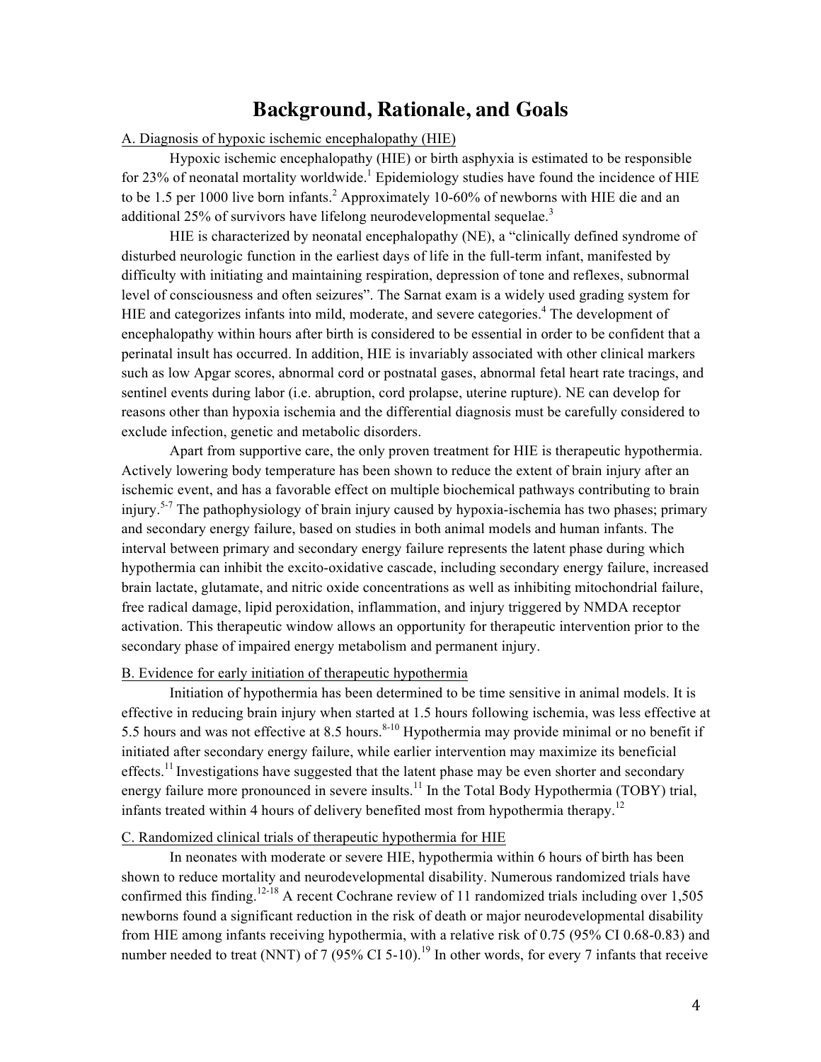# Background, Rationale, and Goals

A. Diagnosis of hypoxic ischemic encephalopathy (HIE)

Hypoxic ischemic encephalopathy (HIE) or birth asphyxia is estimated to be responsible for 23% of neonatal mortality worldwide.[1] Epidemiology studies have found the incidence of HIE to be 1.5 per 1000 live born infants.[2] Approximately 10-60% of newborns with HIE die and an additional 25% of survivors have lifelong neurodevelopmental sequelae.[3]

HIE is characterized by neonatal encephalopathy (NE), a "clinically defined syndrome of disturbed neurologic function in the earliest days of life in the full-term infant, manifested by difficulty with initiating and maintaining respiration, depression of tone and reflexes, subnormal level of consciousness and often seizures". The Sarnat exam is a widely used grading system for HIE and categorizes infants into mild, moderate, and severe categories.[4] The development of encephalopathy within hours after birth is considered to be essential in order to be confident that a perinatal insult has occurred. In addition, HIE is invariably associated with other clinical markers such as low Apgar scores, abnormal cord or postnatal gases, abnormal fetal heart rate tracings, and sentinel events during labor (i.e. abruption, cord prolapse, uterine rupture). NE can develop for reasons other than hypoxia ischemia and the differential diagnosis must be carefully considered to exclude infection, genetic and metabolic disorders.

Apart from supportive care, the only proven treatment for HIE is therapeutic hypothermia. Actively lowering body temperature has been shown to reduce the extent of brain injury after an ischemic event, and has a favorable effect on multiple biochemical pathways contributing to brain injury.[5-7] The pathophysiology of brain injury caused by hypoxia-ischemia has two phases; primary and secondary energy failure, based on studies in both animal models and human infants. The interval between primary and secondary energy failure represents the latent phase during which hypothermia can inhibit the excito-oxidative cascade, including secondary energy failure, increased brain lactate, glutamate, and nitric oxide concentrations as well as inhibiting mitochondrial failure, free radical damage, lipid peroxidation, inflammation, and injury triggered by NMDA receptor activation. This therapeutic window allows an opportunity for therapeutic intervention prior to the secondary phase of impaired energy metabolism and permanent injury.

B. Evidence for early initiation of therapeutic hypothermia

Initiation of hypothermia has been determined to be time sensitive in animal models. It is effective in reducing brain injury when started at 1.5 hours following ischemia, was less effective at 5.5 hours and was not effective at 8.5 hours.[8-10] Hypothermia may provide minimal or no benefit if initiated after secondary energy failure, while earlier intervention may maximize its beneficial effects.[11] Investigations have suggested that the latent phase may be even shorter and secondary energy failure more pronounced in severe insults.[11] In the Total Body Hypothermia (TOBY) trial, infants treated within 4 hours of delivery benefited most from hypothermia therapy.[12]

C. Randomized clinical trials of therapeutic hypothermia for HIE

In neonates with moderate or severe HIE, hypothermia within 6 hours of birth has been shown to reduce mortality and neurodevelopmental disability. Numerous randomized trials have confirmed this finding.[12-18] A recent Cochrane review of 11 randomized trials including over 1,505 newborns found a significant reduction in the risk of death or major neurodevelopmental disability from HIE among infants receiving hypothermia, with a relative risk of 0.75 (95% CI 0.68-0.83) and number needed to treat (NNT) of 7 (95% CI 5-10).[19] In other words, for every 7 infants that receive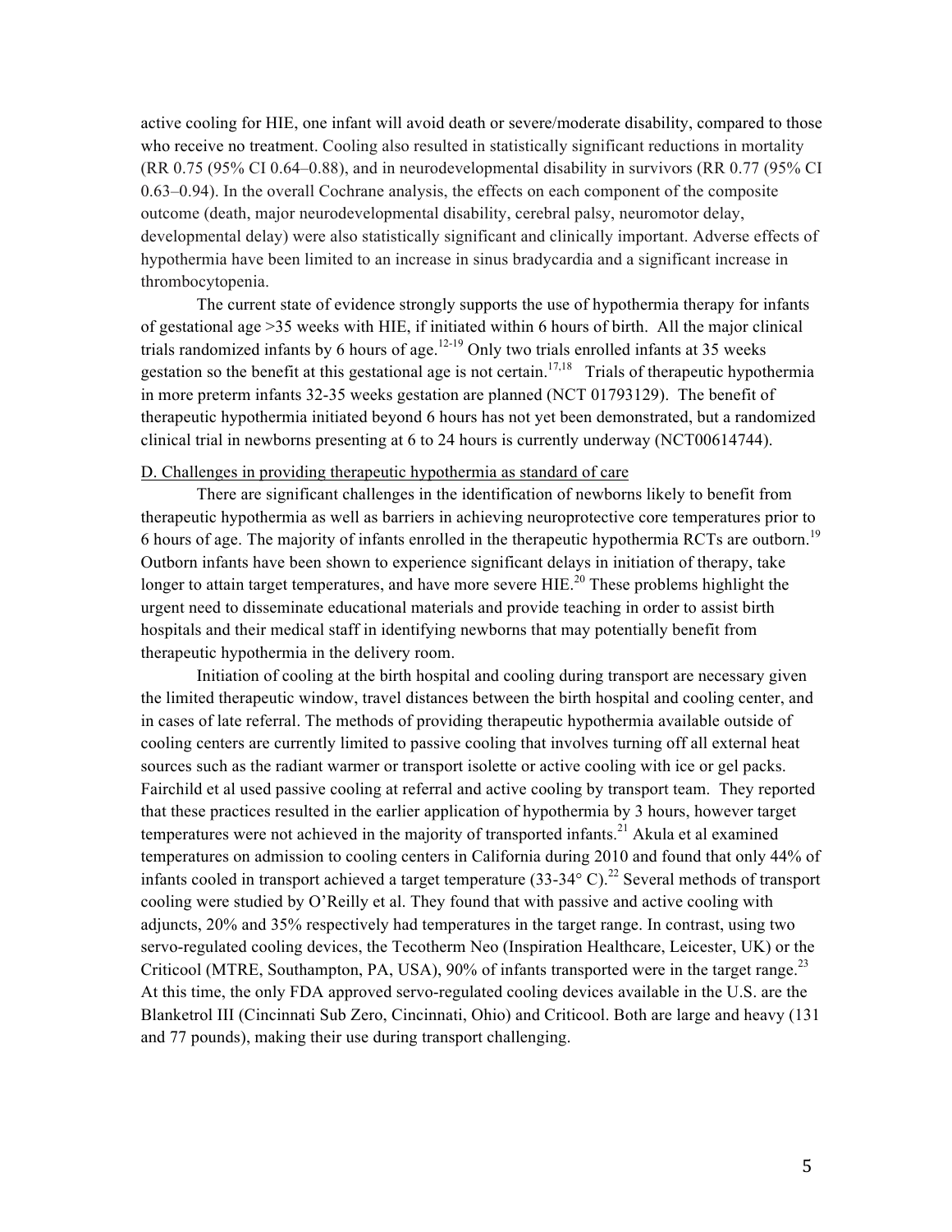active cooling for HIE, one infant will avoid death or severe/moderate disability, compared to those who receive no treatment. Cooling also resulted in statistically significant reductions in mortality (RR 0.75 (95% CI 0.64–0.88), and in neurodevelopmental disability in survivors (RR 0.77 (95% CI 0.63–0.94). In the overall Cochrane analysis, the effects on each component of the composite outcome (death, major neurodevelopmental disability, cerebral palsy, neuromotor delay, developmental delay) were also statistically significant and clinically important. Adverse effects of hypothermia have been limited to an increase in sinus bradycardia and a significant increase in thrombocytopenia.

The current state of evidence strongly supports the use of hypothermia therapy for infants of gestational age >35 weeks with HIE, if initiated within 6 hours of birth. All the major clinical trials randomized infants by 6 hours of age.[12-19] Only two trials enrolled infants at 35 weeks gestation so the benefit at this gestational age is not certain.[17,18] Trials of therapeutic hypothermia in more preterm infants 32-35 weeks gestation are planned (NCT 01793129). The benefit of therapeutic hypothermia initiated beyond 6 hours has not yet been demonstrated, but a randomized clinical trial in newborns presenting at 6 to 24 hours is currently underway (NCT00614744).

D. Challenges in providing therapeutic hypothermia as standard of care

There are significant challenges in the identification of newborns likely to benefit from therapeutic hypothermia as well as barriers in achieving neuroprotective core temperatures prior to 6 hours of age. The majority of infants enrolled in the therapeutic hypothermia RCTs are outborn.[19] Outborn infants have been shown to experience significant delays in initiation of therapy, take longer to attain target temperatures, and have more severe HIE.[20] These problems highlight the urgent need to disseminate educational materials and provide teaching in order to assist birth hospitals and their medical staff in identifying newborns that may potentially benefit from therapeutic hypothermia in the delivery room.

Initiation of cooling at the birth hospital and cooling during transport are necessary given the limited therapeutic window, travel distances between the birth hospital and cooling center, and in cases of late referral. The methods of providing therapeutic hypothermia available outside of cooling centers are currently limited to passive cooling that involves turning off all external heat sources such as the radiant warmer or transport isolette or active cooling with ice or gel packs. Fairchild et al used passive cooling at referral and active cooling by transport team. They reported that these practices resulted in the earlier application of hypothermia by 3 hours, however target temperatures were not achieved in the majority of transported infants.[21] Akula et al examined temperatures on admission to cooling centers in California during 2010 and found that only 44% of infants cooled in transport achieved a target temperature (33-34° C).[22] Several methods of transport cooling were studied by O'Reilly et al. They found that with passive and active cooling with adjuncts, 20% and 35% respectively had temperatures in the target range. In contrast, using two servo-regulated cooling devices, the Tecotherm Neo (Inspiration Healthcare, Leicester, UK) or the Criticool (MTRE, Southampton, PA, USA), 90% of infants transported were in the target range.[23] At this time, the only FDA approved servo-regulated cooling devices available in the U.S. are the Blanketrol III (Cincinnati Sub Zero, Cincinnati, Ohio) and Criticool. Both are large and heavy (131 and 77 pounds), making their use during transport challenging.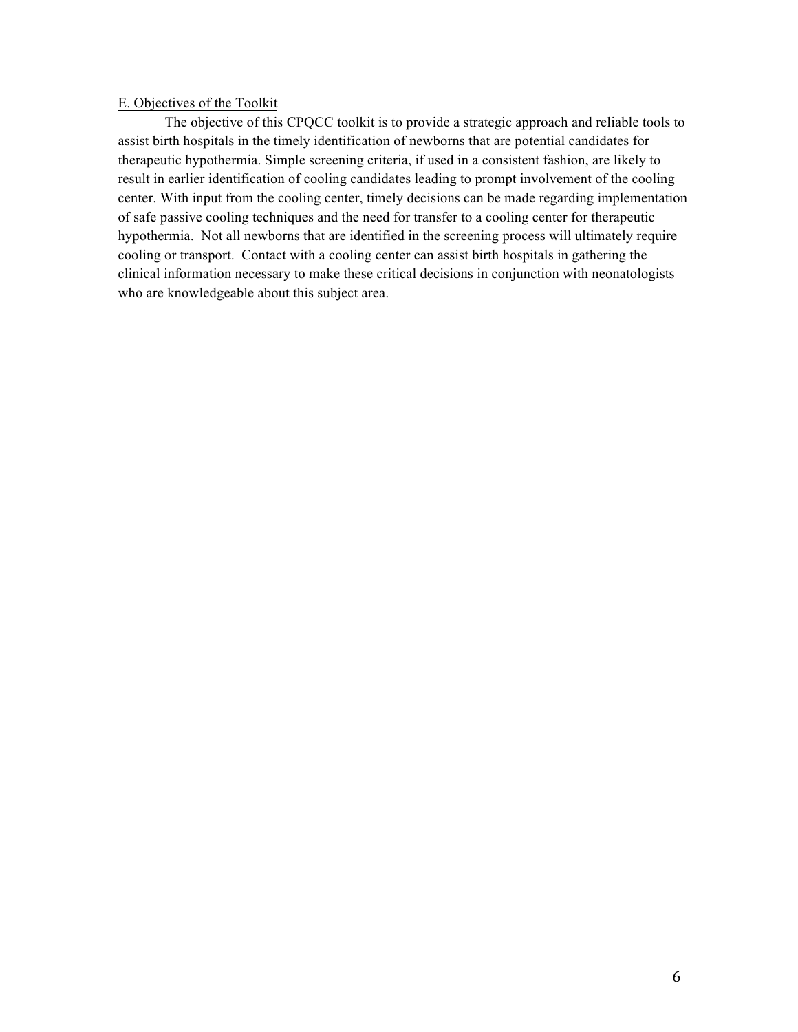## E. Objectives of the Toolkit

The objective of this CPQCC toolkit is to provide a strategic approach and reliable tools to assist birth hospitals in the timely identification of newborns that are potential candidates for therapeutic hypothermia. Simple screening criteria, if used in a consistent fashion, are likely to result in earlier identification of cooling candidates leading to prompt involvement of the cooling center. With input from the cooling center, timely decisions can be made regarding implementation of safe passive cooling techniques and the need for transfer to a cooling center for therapeutic hypothermia. Not all newborns that are identified in the screening process will ultimately require cooling or transport. Contact with a cooling center can assist birth hospitals in gathering the clinical information necessary to make these critical decisions in conjunction with neonatologists who are knowledgeable about this subject area.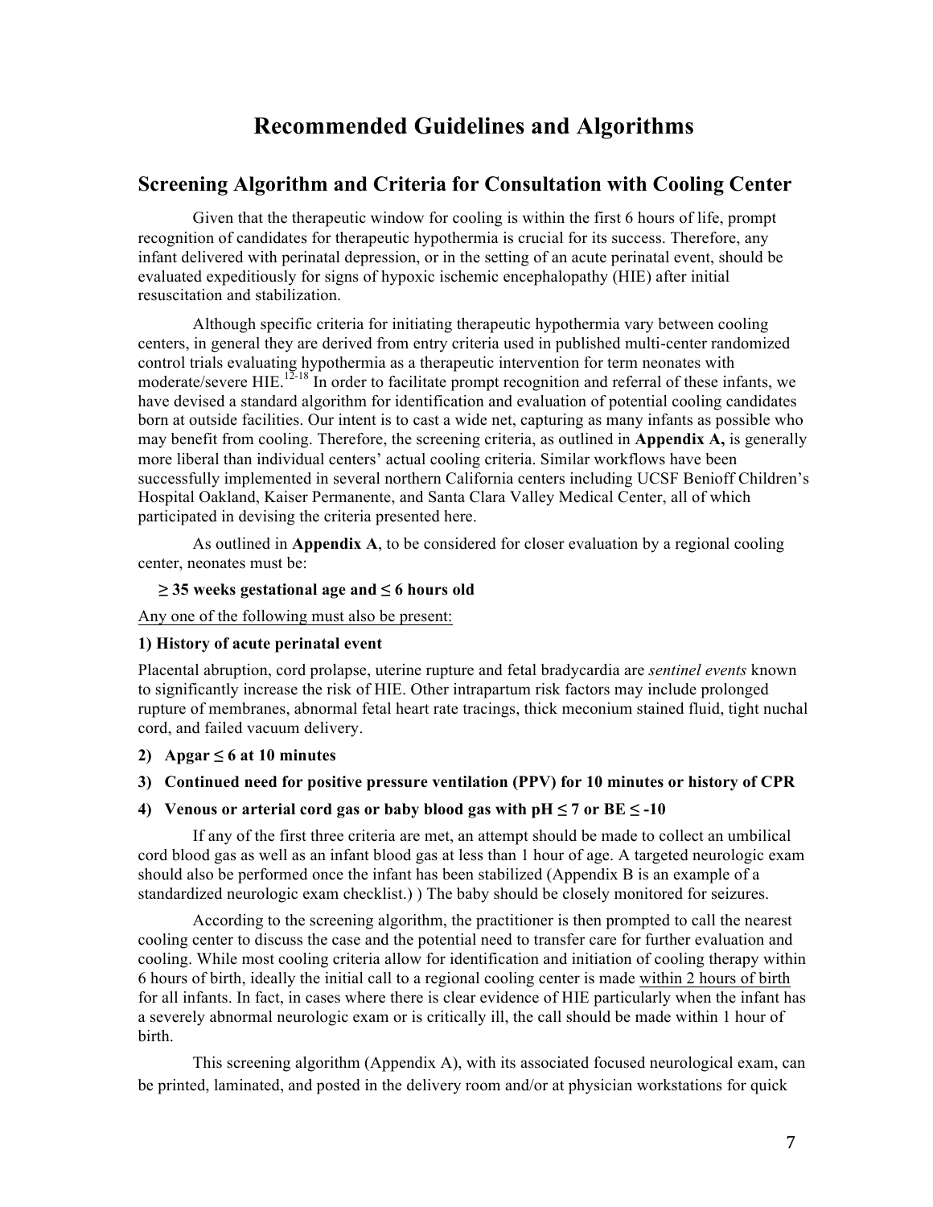# Recommended Guidelines and Algorithms

## Screening Algorithm and Criteria for Consultation with Cooling Center

Given that the therapeutic window for cooling is within the first 6 hours of life, prompt recognition of candidates for therapeutic hypothermia is crucial for its success. Therefore, any infant delivered with perinatal depression, or in the setting of an acute perinatal event, should be evaluated expeditiously for signs of hypoxic ischemic encephalopathy (HIE) after initial resuscitation and stabilization.

Although specific criteria for initiating therapeutic hypothermia vary between cooling centers, in general they are derived from entry criteria used in published multi-center randomized control trials evaluating hypothermia as a therapeutic intervention for term neonates with moderate/severe HIE.[12-18] In order to facilitate prompt recognition and referral of these infants, we have devised a standard algorithm for identification and evaluation of potential cooling candidates born at outside facilities. Our intent is to cast a wide net, capturing as many infants as possible who may benefit from cooling. Therefore, the screening criteria, as outlined in **Appendix A,** is generally more liberal than individual centers' actual cooling criteria. Similar workflows have been successfully implemented in several northern California centers including UCSF Benioff Children's Hospital Oakland, Kaiser Permanente, and Santa Clara Valley Medical Center, all of which participated in devising the criteria presented here.

As outlined in **Appendix A**, to be considered for closer evaluation by a regional cooling center, neonates must be:

**≥ 35 weeks gestational age and ≤ 6 hours old**

<u>Any one of the following must also be present:</u>

**1) History of acute perinatal event**

Placental abruption, cord prolapse, uterine rupture and fetal bradycardia are *sentinel events* known to significantly increase the risk of HIE. Other intrapartum risk factors may include prolonged rupture of membranes, abnormal fetal heart rate tracings, thick meconium stained fluid, tight nuchal cord, and failed vacuum delivery.

**2) Apgar ≤ 6 at 10 minutes**

**3) Continued need for positive pressure ventilation (PPV) for 10 minutes or history of CPR**

**4) Venous or arterial cord gas or baby blood gas with pH ≤ 7 or BE ≤ -10**

If any of the first three criteria are met, an attempt should be made to collect an umbilical cord blood gas as well as an infant blood gas at less than 1 hour of age. A targeted neurologic exam should also be performed once the infant has been stabilized (Appendix B is an example of a standardized neurologic exam checklist.) ) The baby should be closely monitored for seizures.

According to the screening algorithm, the practitioner is then prompted to call the nearest cooling center to discuss the case and the potential need to transfer care for further evaluation and cooling. While most cooling criteria allow for identification and initiation of cooling therapy within 6 hours of birth, ideally the initial call to a regional cooling center is made <u>within 2 hours of birth</u> for all infants. In fact, in cases where there is clear evidence of HIE particularly when the infant has a severely abnormal neurologic exam or is critically ill, the call should be made within 1 hour of birth.

This screening algorithm (Appendix A), with its associated focused neurological exam, can be printed, laminated, and posted in the delivery room and/or at physician workstations for quick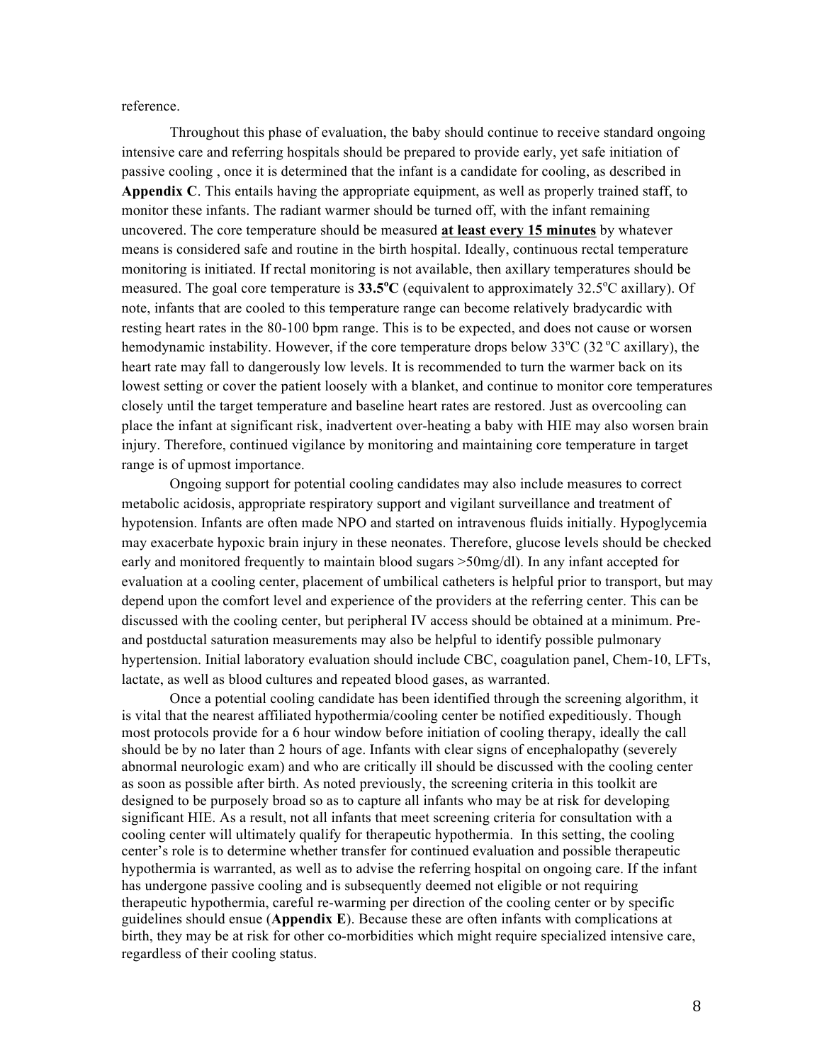reference.

Throughout this phase of evaluation, the baby should continue to receive standard ongoing intensive care and referring hospitals should be prepared to provide early, yet safe initiation of passive cooling , once it is determined that the infant is a candidate for cooling, as described in **Appendix C**. This entails having the appropriate equipment, as well as properly trained staff, to monitor these infants. The radiant warmer should be turned off, with the infant remaining uncovered. The core temperature should be measured **at least every 15 minutes** by whatever means is considered safe and routine in the birth hospital. Ideally, continuous rectal temperature monitoring is initiated. If rectal monitoring is not available, then axillary temperatures should be measured. The goal core temperature is **33.5°C** (equivalent to approximately 32.5°C axillary). Of note, infants that are cooled to this temperature range can become relatively bradycardic with resting heart rates in the 80-100 bpm range. This is to be expected, and does not cause or worsen hemodynamic instability. However, if the core temperature drops below 33°C (32 °C axillary), the heart rate may fall to dangerously low levels. It is recommended to turn the warmer back on its lowest setting or cover the patient loosely with a blanket, and continue to monitor core temperatures closely until the target temperature and baseline heart rates are restored. Just as overcooling can place the infant at significant risk, inadvertent over-heating a baby with HIE may also worsen brain injury. Therefore, continued vigilance by monitoring and maintaining core temperature in target range is of upmost importance.

Ongoing support for potential cooling candidates may also include measures to correct metabolic acidosis, appropriate respiratory support and vigilant surveillance and treatment of hypotension. Infants are often made NPO and started on intravenous fluids initially. Hypoglycemia may exacerbate hypoxic brain injury in these neonates. Therefore, glucose levels should be checked early and monitored frequently to maintain blood sugars >50mg/dl). In any infant accepted for evaluation at a cooling center, placement of umbilical catheters is helpful prior to transport, but may depend upon the comfort level and experience of the providers at the referring center. This can be discussed with the cooling center, but peripheral IV access should be obtained at a minimum. Pre- and postductal saturation measurements may also be helpful to identify possible pulmonary hypertension. Initial laboratory evaluation should include CBC, coagulation panel, Chem-10, LFTs, lactate, as well as blood cultures and repeated blood gases, as warranted.

Once a potential cooling candidate has been identified through the screening algorithm, it is vital that the nearest affiliated hypothermia/cooling center be notified expeditiously. Though most protocols provide for a 6 hour window before initiation of cooling therapy, ideally the call should be by no later than 2 hours of age. Infants with clear signs of encephalopathy (severely abnormal neurologic exam) and who are critically ill should be discussed with the cooling center as soon as possible after birth. As noted previously, the screening criteria in this toolkit are designed to be purposely broad so as to capture all infants who may be at risk for developing significant HIE. As a result, not all infants that meet screening criteria for consultation with a cooling center will ultimately qualify for therapeutic hypothermia. In this setting, the cooling center's role is to determine whether transfer for continued evaluation and possible therapeutic hypothermia is warranted, as well as to advise the referring hospital on ongoing care. If the infant has undergone passive cooling and is subsequently deemed not eligible or not requiring therapeutic hypothermia, careful re-warming per direction of the cooling center or by specific guidelines should ensue (**Appendix E**). Because these are often infants with complications at birth, they may be at risk for other co-morbidities which might require specialized intensive care, regardless of their cooling status.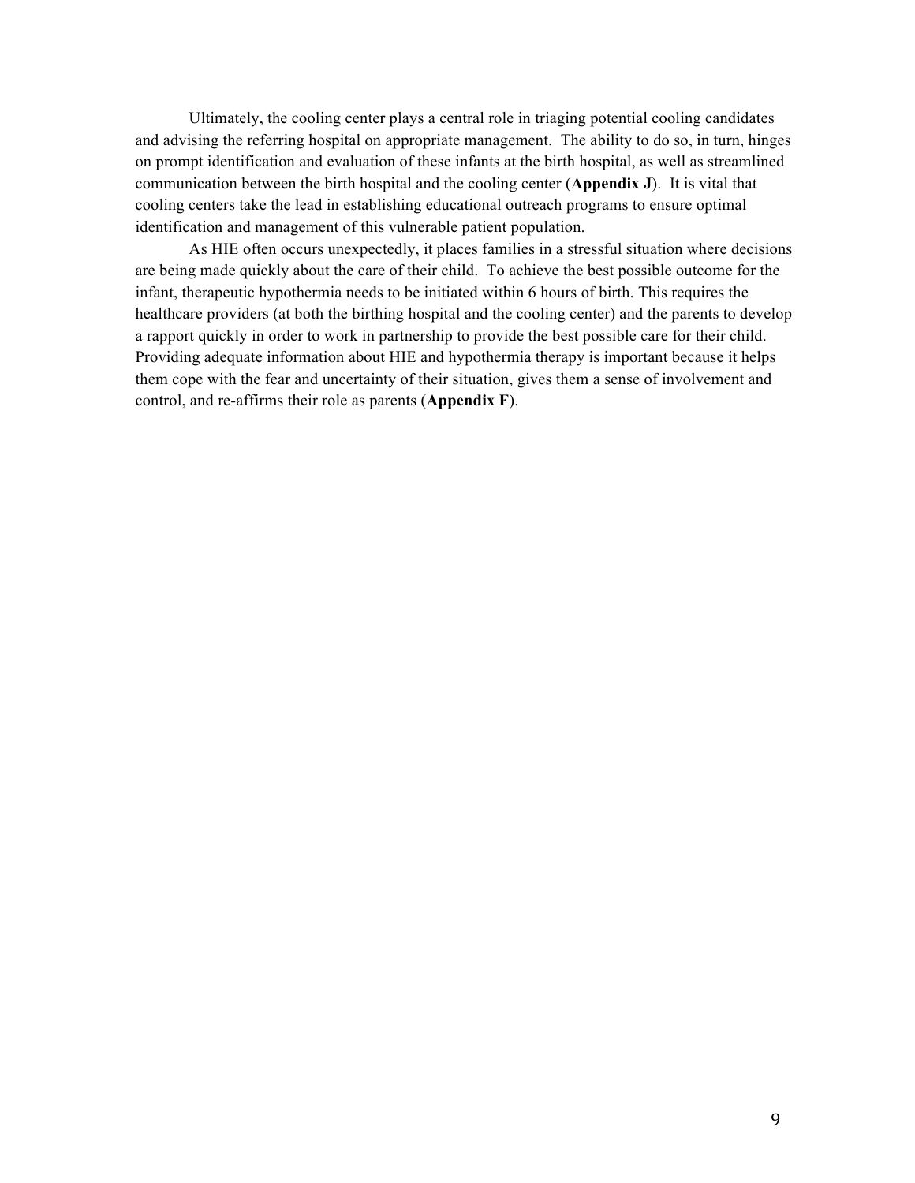Ultimately, the cooling center plays a central role in triaging potential cooling candidates and advising the referring hospital on appropriate management. The ability to do so, in turn, hinges on prompt identification and evaluation of these infants at the birth hospital, as well as streamlined communication between the birth hospital and the cooling center (**Appendix J**). It is vital that cooling centers take the lead in establishing educational outreach programs to ensure optimal identification and management of this vulnerable patient population.

As HIE often occurs unexpectedly, it places families in a stressful situation where decisions are being made quickly about the care of their child. To achieve the best possible outcome for the infant, therapeutic hypothermia needs to be initiated within 6 hours of birth. This requires the healthcare providers (at both the birthing hospital and the cooling center) and the parents to develop a rapport quickly in order to work in partnership to provide the best possible care for their child. Providing adequate information about HIE and hypothermia therapy is important because it helps them cope with the fear and uncertainty of their situation, gives them a sense of involvement and control, and re-affirms their role as parents (**Appendix F**).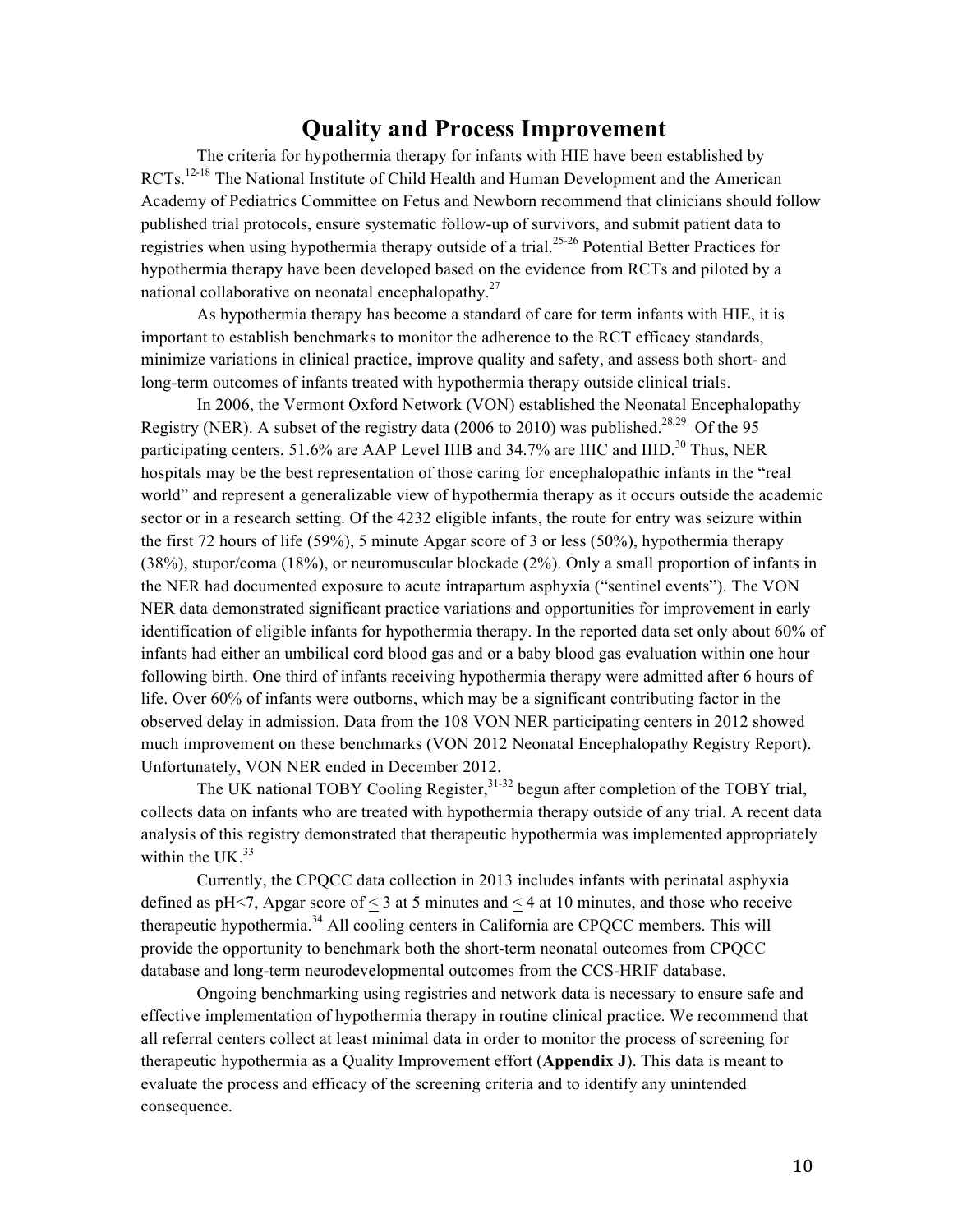# Quality and Process Improvement

The criteria for hypothermia therapy for infants with HIE have been established by RCTs.[12-18] The National Institute of Child Health and Human Development and the American Academy of Pediatrics Committee on Fetus and Newborn recommend that clinicians should follow published trial protocols, ensure systematic follow-up of survivors, and submit patient data to registries when using hypothermia therapy outside of a trial.[25-26] Potential Better Practices for hypothermia therapy have been developed based on the evidence from RCTs and piloted by a national collaborative on neonatal encephalopathy.[27]

As hypothermia therapy has become a standard of care for term infants with HIE, it is important to establish benchmarks to monitor the adherence to the RCT efficacy standards, minimize variations in clinical practice, improve quality and safety, and assess both short- and long-term outcomes of infants treated with hypothermia therapy outside clinical trials.

In 2006, the Vermont Oxford Network (VON) established the Neonatal Encephalopathy Registry (NER). A subset of the registry data (2006 to 2010) was published.[28,29] Of the 95 participating centers, 51.6% are AAP Level IIIB and 34.7% are IIIC and IIID.[30] Thus, NER hospitals may be the best representation of those caring for encephalopathic infants in the "real world" and represent a generalizable view of hypothermia therapy as it occurs outside the academic sector or in a research setting. Of the 4232 eligible infants, the route for entry was seizure within the first 72 hours of life (59%), 5 minute Apgar score of 3 or less (50%), hypothermia therapy (38%), stupor/coma (18%), or neuromuscular blockade (2%). Only a small proportion of infants in the NER had documented exposure to acute intrapartum asphyxia ("sentinel events"). The VON NER data demonstrated significant practice variations and opportunities for improvement in early identification of eligible infants for hypothermia therapy. In the reported data set only about 60% of infants had either an umbilical cord blood gas and or a baby blood gas evaluation within one hour following birth. One third of infants receiving hypothermia therapy were admitted after 6 hours of life. Over 60% of infants were outborns, which may be a significant contributing factor in the observed delay in admission. Data from the 108 VON NER participating centers in 2012 showed much improvement on these benchmarks (VON 2012 Neonatal Encephalopathy Registry Report). Unfortunately, VON NER ended in December 2012.

The UK national TOBY Cooling Register,[31-32] begun after completion of the TOBY trial, collects data on infants who are treated with hypothermia therapy outside of any trial. A recent data analysis of this registry demonstrated that therapeutic hypothermia was implemented appropriately within the UK.[33]

Currently, the CPQCC data collection in 2013 includes infants with perinatal asphyxia defined as pH<7, Apgar score of $\leq$ 3 at 5 minutes and $\leq$ 4 at 10 minutes, and those who receive therapeutic hypothermia.[34] All cooling centers in California are CPQCC members. This will provide the opportunity to benchmark both the short-term neonatal outcomes from CPQCC database and long-term neurodevelopmental outcomes from the CCS-HRIF database.

Ongoing benchmarking using registries and network data is necessary to ensure safe and effective implementation of hypothermia therapy in routine clinical practice. We recommend that all referral centers collect at least minimal data in order to monitor the process of screening for therapeutic hypothermia as a Quality Improvement effort (**Appendix J**). This data is meant to evaluate the process and efficacy of the screening criteria and to identify any unintended consequence.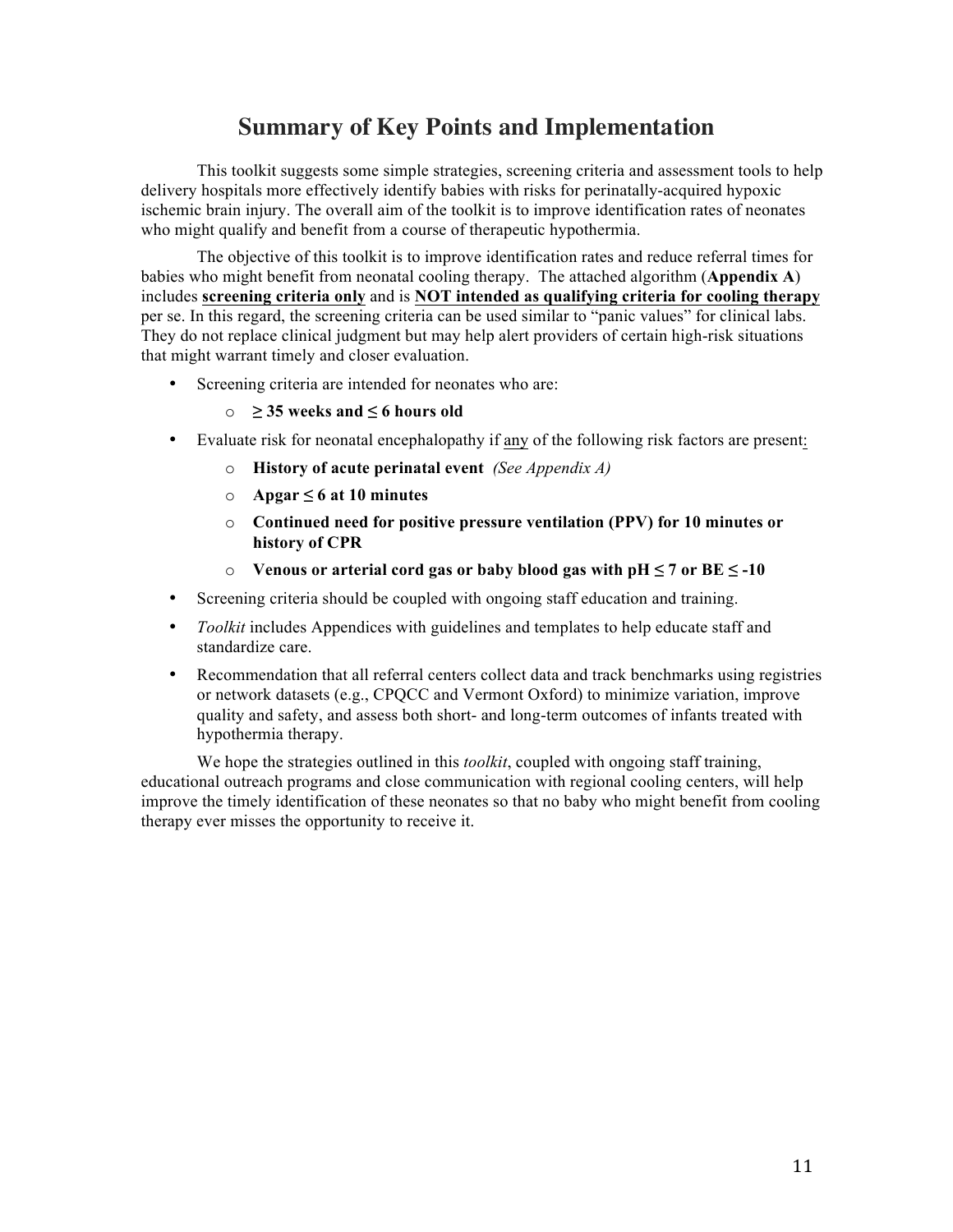# Summary of Key Points and Implementation

This toolkit suggests some simple strategies, screening criteria and assessment tools to help delivery hospitals more effectively identify babies with risks for perinatally-acquired hypoxic ischemic brain injury. The overall aim of the toolkit is to improve identification rates of neonates who might qualify and benefit from a course of therapeutic hypothermia.

The objective of this toolkit is to improve identification rates and reduce referral times for babies who might benefit from neonatal cooling therapy. The attached algorithm (**Appendix A**) includes <u>**screening criteria only**</u> and is <u>**NOT intended as qualifying criteria for cooling therapy**</u> per se. In this regard, the screening criteria can be used similar to "panic values" for clinical labs. They do not replace clinical judgment but may help alert providers of certain high-risk situations that might warrant timely and closer evaluation.

- Screening criteria are intended for neonates who are:
  - **≥ 35 weeks and ≤ 6 hours old**
- Evaluate risk for neonatal encephalopathy if <u>any</u> of the following risk factors are present:
  - **History of acute perinatal event** *(See Appendix A)*
  - **Apgar ≤ 6 at 10 minutes**
  - **Continued need for positive pressure ventilation (PPV) for 10 minutes or history of CPR**
  - **Venous or arterial cord gas or baby blood gas with pH ≤ 7 or BE ≤ -10**
- Screening criteria should be coupled with ongoing staff education and training.
- *Toolkit* includes Appendices with guidelines and templates to help educate staff and standardize care.
- Recommendation that all referral centers collect data and track benchmarks using registries or network datasets (e.g., CPQCC and Vermont Oxford) to minimize variation, improve quality and safety, and assess both short- and long-term outcomes of infants treated with hypothermia therapy.

We hope the strategies outlined in this *toolkit*, coupled with ongoing staff training, educational outreach programs and close communication with regional cooling centers, will help improve the timely identification of these neonates so that no baby who might benefit from cooling therapy ever misses the opportunity to receive it.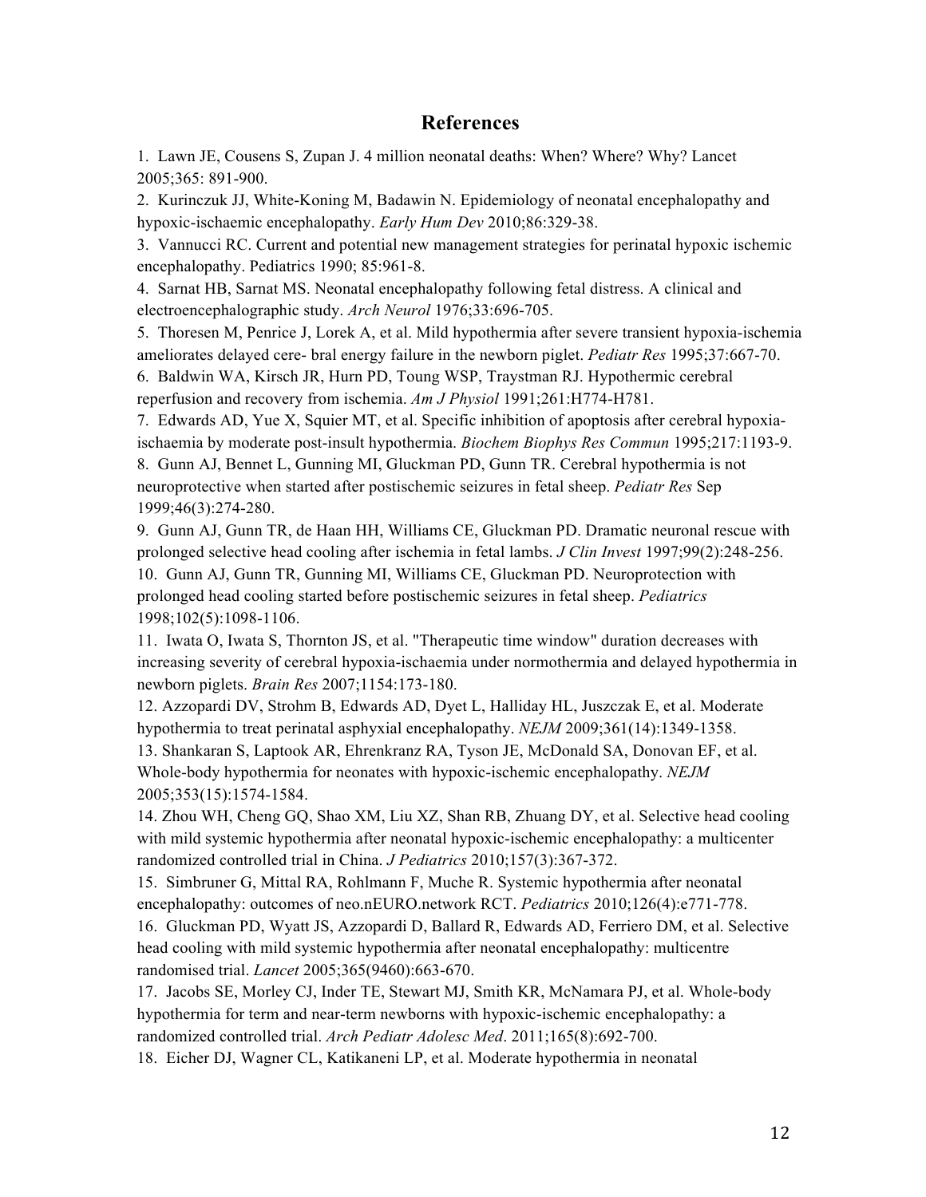## References

1. Lawn JE, Cousens S, Zupan J. 4 million neonatal deaths: When? Where? Why? Lancet 2005;365: 891-900.
2. Kurinczuk JJ, White-Koning M, Badawin N. Epidemiology of neonatal encephalopathy and hypoxic-ischaemic encephalopathy. *Early Hum Dev* 2010;86:329-38.
3. Vannucci RC. Current and potential new management strategies for perinatal hypoxic ischemic encephalopathy. Pediatrics 1990; 85:961-8.
4. Sarnat HB, Sarnat MS. Neonatal encephalopathy following fetal distress. A clinical and electroencephalographic study. *Arch Neurol* 1976;33:696-705.
5. Thoresen M, Penrice J, Lorek A, et al. Mild hypothermia after severe transient hypoxia-ischemia ameliorates delayed cere- bral energy failure in the newborn piglet. *Pediatr Res* 1995;37:667-70.
6. Baldwin WA, Kirsch JR, Hurn PD, Toung WSP, Traystman RJ. Hypothermic cerebral reperfusion and recovery from ischemia. *Am J Physiol* 1991;261:H774-H781.
7. Edwards AD, Yue X, Squier MT, et al. Specific inhibition of apoptosis after cerebral hypoxia-ischaemia by moderate post-insult hypothermia. *Biochem Biophys Res Commun* 1995;217:1193-9.
8. Gunn AJ, Bennet L, Gunning MI, Gluckman PD, Gunn TR. Cerebral hypothermia is not neuroprotective when started after postischemic seizures in fetal sheep. *Pediatr Res* Sep 1999;46(3):274-280.
9. Gunn AJ, Gunn TR, de Haan HH, Williams CE, Gluckman PD. Dramatic neuronal rescue with prolonged selective head cooling after ischemia in fetal lambs. *J Clin Invest* 1997;99(2):248-256.
10. Gunn AJ, Gunn TR, Gunning MI, Williams CE, Gluckman PD. Neuroprotection with prolonged head cooling started before postischemic seizures in fetal sheep. *Pediatrics* 1998;102(5):1098-1106.
11. Iwata O, Iwata S, Thornton JS, et al. "Therapeutic time window" duration decreases with increasing severity of cerebral hypoxia-ischaemia under normothermia and delayed hypothermia in newborn piglets. *Brain Res* 2007;1154:173-180.
12. Azzopardi DV, Strohm B, Edwards AD, Dyet L, Halliday HL, Juszczak E, et al. Moderate hypothermia to treat perinatal asphyxial encephalopathy. *NEJM* 2009;361(14):1349-1358.
13. Shankaran S, Laptook AR, Ehrenkranz RA, Tyson JE, McDonald SA, Donovan EF, et al. Whole-body hypothermia for neonates with hypoxic-ischemic encephalopathy. *NEJM* 2005;353(15):1574-1584.
14. Zhou WH, Cheng GQ, Shao XM, Liu XZ, Shan RB, Zhuang DY, et al. Selective head cooling with mild systemic hypothermia after neonatal hypoxic-ischemic encephalopathy: a multicenter randomized controlled trial in China. *J Pediatrics* 2010;157(3):367-372.
15. Simbruner G, Mittal RA, Rohlmann F, Muche R. Systemic hypothermia after neonatal encephalopathy: outcomes of neo.nEURO.network RCT. *Pediatrics* 2010;126(4):e771-778.
16. Gluckman PD, Wyatt JS, Azzopardi D, Ballard R, Edwards AD, Ferriero DM, et al. Selective head cooling with mild systemic hypothermia after neonatal encephalopathy: multicentre randomised trial. *Lancet* 2005;365(9460):663-670.
17. Jacobs SE, Morley CJ, Inder TE, Stewart MJ, Smith KR, McNamara PJ, et al. Whole-body hypothermia for term and near-term newborns with hypoxic-ischemic encephalopathy: a randomized controlled trial. *Arch Pediatr Adolesc Med*. 2011;165(8):692-700.
18. Eicher DJ, Wagner CL, Katikaneni LP, et al. Moderate hypothermia in neonatal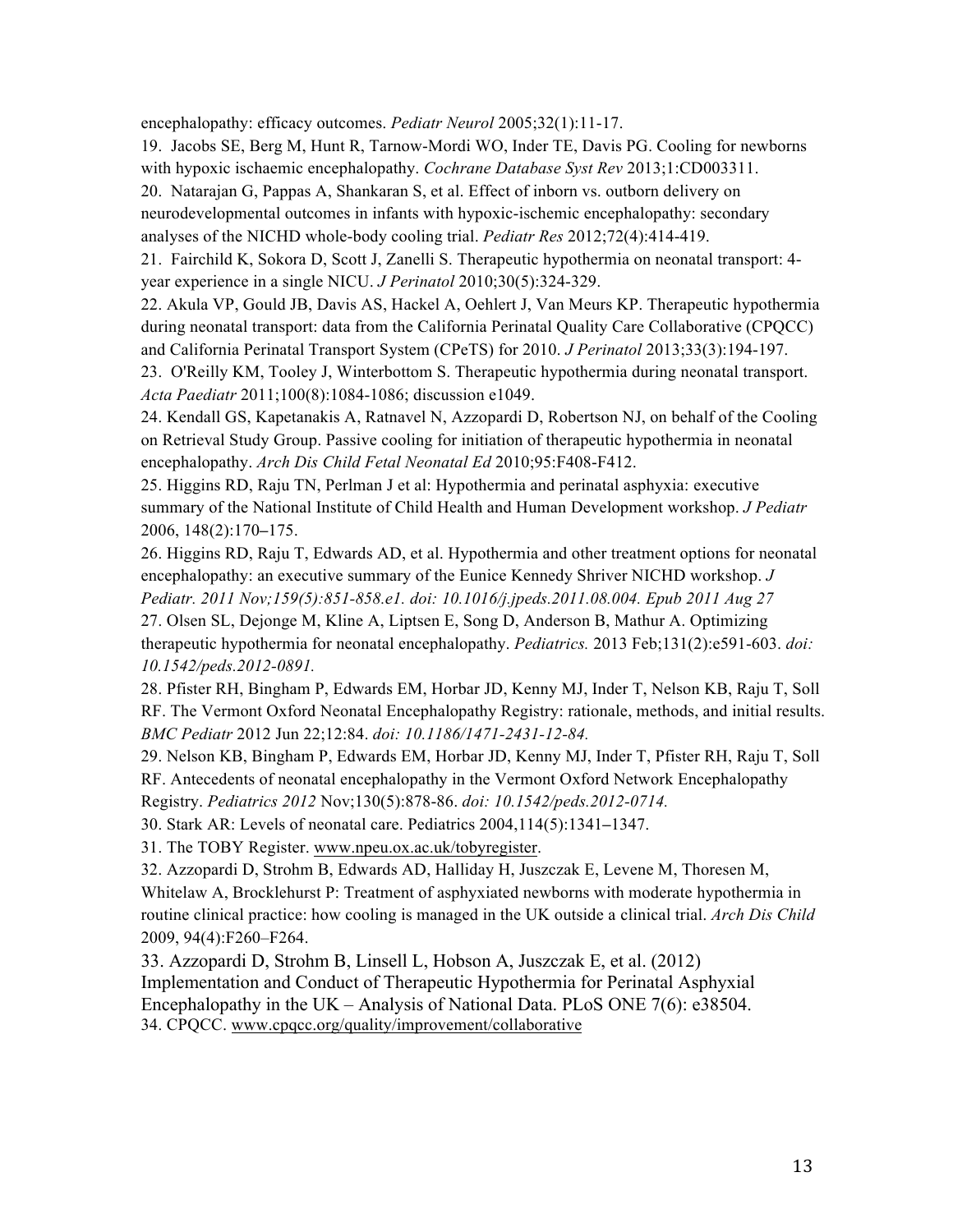encephalopathy: efficacy outcomes. *Pediatr Neurol* 2005;32(1):11-17.

19. Jacobs SE, Berg M, Hunt R, Tarnow-Mordi WO, Inder TE, Davis PG. Cooling for newborns with hypoxic ischaemic encephalopathy. *Cochrane Database Syst Rev* 2013;1:CD003311.

20. Natarajan G, Pappas A, Shankaran S, et al. Effect of inborn vs. outborn delivery on neurodevelopmental outcomes in infants with hypoxic-ischemic encephalopathy: secondary analyses of the NICHD whole-body cooling trial. *Pediatr Res* 2012;72(4):414-419.

21. Fairchild K, Sokora D, Scott J, Zanelli S. Therapeutic hypothermia on neonatal transport: 4-year experience in a single NICU. *J Perinatol* 2010;30(5):324-329.

22. Akula VP, Gould JB, Davis AS, Hackel A, Oehlert J, Van Meurs KP. Therapeutic hypothermia during neonatal transport: data from the California Perinatal Quality Care Collaborative (CPQCC) and California Perinatal Transport System (CPeTS) for 2010. *J Perinatol* 2013;33(3):194-197.

23. O'Reilly KM, Tooley J, Winterbottom S. Therapeutic hypothermia during neonatal transport. *Acta Paediatr* 2011;100(8):1084-1086; discussion e1049.

24. Kendall GS, Kapetanakis A, Ratnavel N, Azzopardi D, Robertson NJ, on behalf of the Cooling on Retrieval Study Group. Passive cooling for initiation of therapeutic hypothermia in neonatal encephalopathy. *Arch Dis Child Fetal Neonatal Ed* 2010;95:F408-F412.

25. Higgins RD, Raju TN, Perlman J et al: Hypothermia and perinatal asphyxia: executive summary of the National Institute of Child Health and Human Development workshop. *J Pediatr* 2006, 148(2):170–175.

26. Higgins RD, Raju T, Edwards AD, et al. Hypothermia and other treatment options for neonatal encephalopathy: an executive summary of the Eunice Kennedy Shriver NICHD workshop. *J Pediatr. 2011 Nov;159(5):851-858.e1. doi: 10.1016/j.jpeds.2011.08.004. Epub 2011 Aug 27*

27. Olsen SL, Dejonge M, Kline A, Liptsen E, Song D, Anderson B, Mathur A. Optimizing therapeutic hypothermia for neonatal encephalopathy. *Pediatrics.* 2013 Feb;131(2):e591-603. *doi: 10.1542/peds.2012-0891.*

28. Pfister RH, Bingham P, Edwards EM, Horbar JD, Kenny MJ, Inder T, Nelson KB, Raju T, Soll RF. The Vermont Oxford Neonatal Encephalopathy Registry: rationale, methods, and initial results. *BMC Pediatr* 2012 Jun 22;12:84. *doi: 10.1186/1471-2431-12-84.*

29. Nelson KB, Bingham P, Edwards EM, Horbar JD, Kenny MJ, Inder T, Pfister RH, Raju T, Soll RF. Antecedents of neonatal encephalopathy in the Vermont Oxford Network Encephalopathy Registry. *Pediatrics 2012* Nov;130(5):878-86. *doi: 10.1542/peds.2012-0714.*

30. Stark AR: Levels of neonatal care. Pediatrics 2004,114(5):1341–1347.

31. The TOBY Register. www.npeu.ox.ac.uk/tobyregister.

32. Azzopardi D, Strohm B, Edwards AD, Halliday H, Juszczak E, Levene M, Thoresen M, Whitelaw A, Brocklehurst P: Treatment of asphyxiated newborns with moderate hypothermia in routine clinical practice: how cooling is managed in the UK outside a clinical trial. *Arch Dis Child* 2009, 94(4):F260–F264.

33. Azzopardi D, Strohm B, Linsell L, Hobson A, Juszczak E, et al. (2012) Implementation and Conduct of Therapeutic Hypothermia for Perinatal Asphyxial Encephalopathy in the UK – Analysis of National Data. PLoS ONE 7(6): e38504.

34. CPQCC. www.cpqcc.org/quality/improvement/collaborative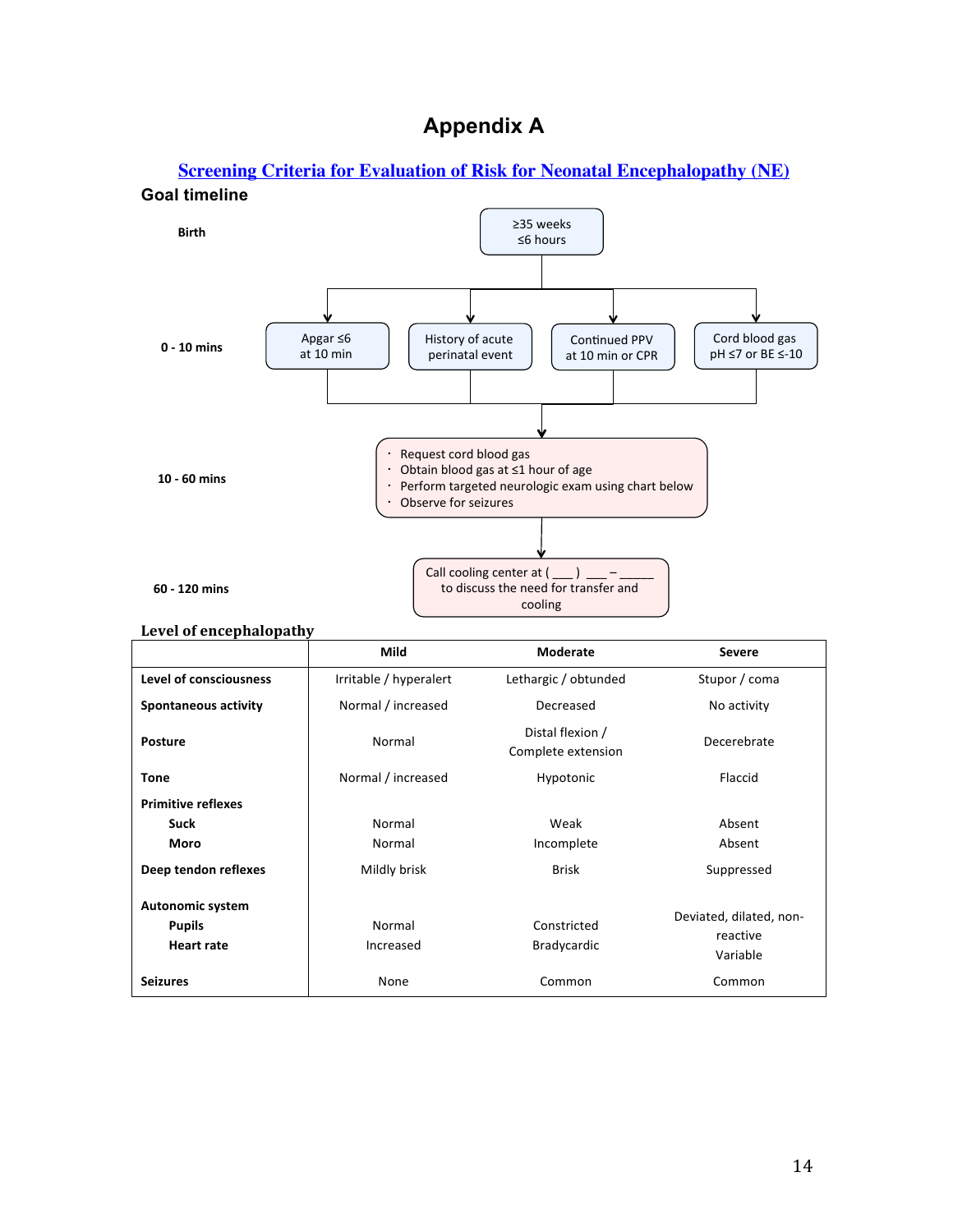# Appendix A

## Screening Criteria for Evaluation of Risk for Neonatal Encephalopathy (NE)

**Goal timeline**

**Birth**

≥35 weeks
≤6 hours

**0 - 10 mins**

- Apgar ≤6 at 10 min
- History of acute perinatal event
- Continued PPV at 10 min or CPR
- Cord blood gas pH ≤7 or BE ≤-10

**10 - 60 mins**

- Request cord blood gas
- Obtain blood gas at ≤1 hour of age
- Perform targeted neurologic exam using chart below
- Observe for seizures

**60 - 120 mins**

Call cooling center at ( ___ ) ___ – _____ to discuss the need for transfer and cooling

### Level of encephalopathy

| | Mild | Moderate | Severe |
|---|---|---|---|
| **Level of consciousness** | Irritable / hyperalert | Lethargic / obtunded | Stupor / coma |
| **Spontaneous activity** | Normal / increased | Decreased | No activity |
| **Posture** | Normal | Distal flexion / Complete extension | Decerebrate |
| **Tone** | Normal / increased | Hypotonic | Flaccid |
| **Primitive reflexes** | | | |
| **Suck** | Normal | Weak | Absent |
| **Moro** | Normal | Incomplete | Absent |
| **Deep tendon reflexes** | Mildly brisk | Brisk | Suppressed |
| **Autonomic system** | | | |
| **Pupils** | Normal | Constricted | Deviated, dilated, non-reactive |
| **Heart rate** | Increased | Bradycardic | Variable |
| **Seizures** | None | Common | Common |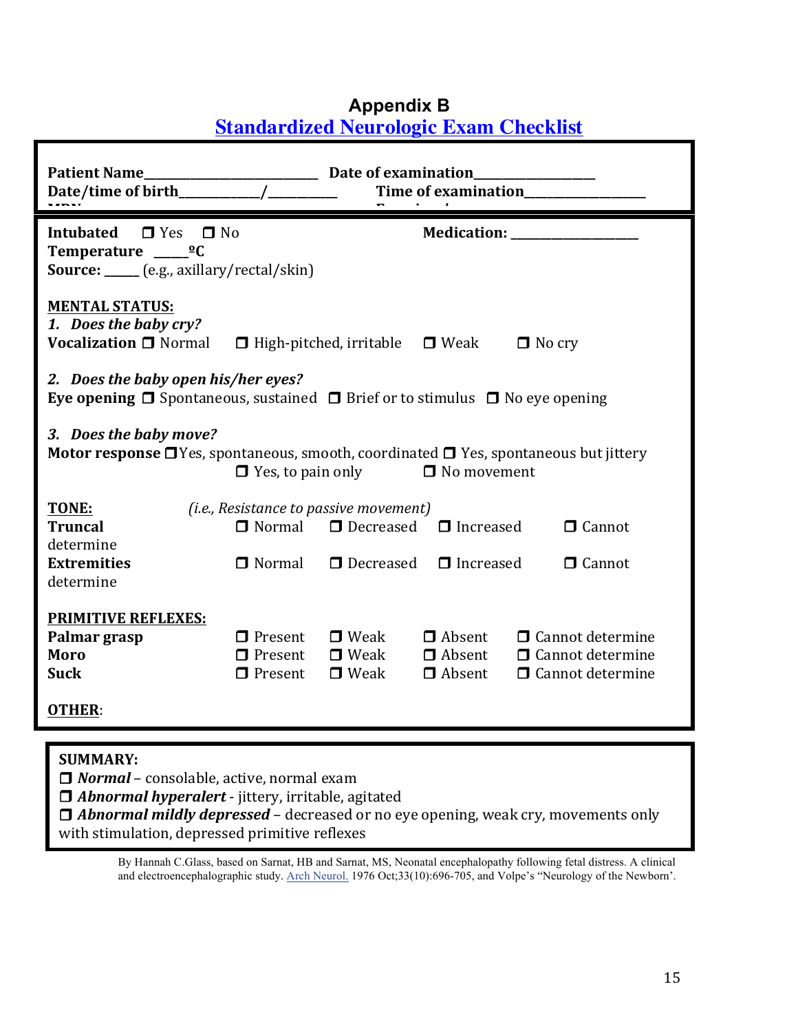# Appendix B

## Standardized Neurologic Exam Checklist

**Patient Name**_______________________ **Date of examination**_______________
**Date/time of birth**__________/_________ **Time of examination**_______________
**MRN** **Examiner**

**Intubated** ❒ Yes ❒ No **Medication:** _______________
**Temperature** _____ºC
**Source:** _____ (e.g., axillary/rectal/skin)

**MENTAL STATUS:**

*1. Does the baby cry?*
**Vocalization** ❒ Normal ❒ High-pitched, irritable ❒ Weak ❒ No cry

*2. Does the baby open his/her eyes?*
**Eye opening** ❒ Spontaneous, sustained ❒ Brief or to stimulus ❒ No eye opening

*3. Does the baby move?*
**Motor response** ❒ Yes, spontaneous, smooth, coordinated ❒ Yes, spontaneous but jittery ❒ Yes, to pain only ❒ No movement

**TONE:** *(i.e., Resistance to passive movement)*

| | | | | |
|---|---|---|---|---|
| **Truncal** | ❒ Normal | ❒ Decreased | ❒ Increased | ❒ Cannot determine |
| **Extremities** | ❒ Normal | ❒ Decreased | ❒ Increased | ❒ Cannot determine |

**PRIMITIVE REFLEXES:**

| | | | | |
|---|---|---|---|---|
| **Palmar grasp** | ❒ Present | ❒ Weak | ❒ Absent | ❒ Cannot determine |
| **Moro** | ❒ Present | ❒ Weak | ❒ Absent | ❒ Cannot determine |
| **Suck** | ❒ Present | ❒ Weak | ❒ Absent | ❒ Cannot determine |

**OTHER**:

**SUMMARY:**
❒ ***Normal*** – consolable, active, normal exam
❒ ***Abnormal hyperalert*** - jittery, irritable, agitated
❒ ***Abnormal mildly depressed*** – decreased or no eye opening, weak cry, movements only with stimulation, depressed primitive reflexes

By Hannah C.Glass, based on Sarnat, HB and Sarnat, MS, Neonatal encephalopathy following fetal distress. A clinical and electroencephalographic study. Arch Neurol. 1976 Oct;33(10):696-705, and Volpe's "Neurology of the Newborn'.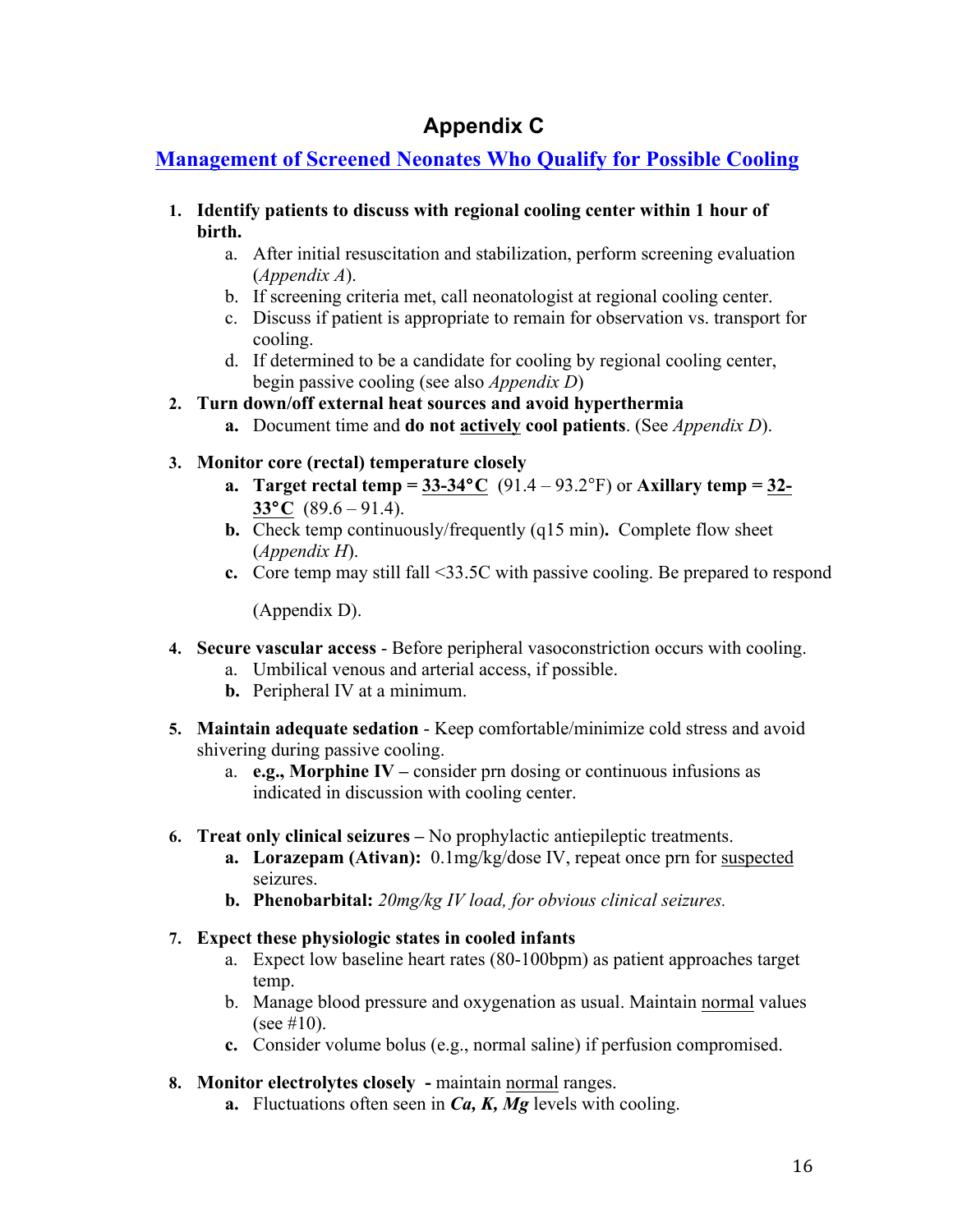# Appendix C

## Management of Screened Neonates Who Qualify for Possible Cooling

1. **Identify patients to discuss with regional cooling center within 1 hour of birth.**
   a. After initial resuscitation and stabilization, perform screening evaluation (*Appendix A*).
   b. If screening criteria met, call neonatologist at regional cooling center.
   c. Discuss if patient is appropriate to remain for observation vs. transport for cooling.
   d. If determined to be a candidate for cooling by regional cooling center, begin passive cooling (see also *Appendix D*)

2. **Turn down/off external heat sources and avoid hyperthermia**
   **a.** Document time and **do not <u>actively</u> cool patients**. (See *Appendix D*).

3. **Monitor core (rectal) temperature closely**
   **a. Target rectal temp = <u>33-34°C</u>** (91.4 – 93.2°F) or **Axillary temp = <u>32-33°C</u>** (89.6 – 91.4).
   **b.** Check temp continuously/frequently (q15 min). Complete flow sheet (*Appendix H*).
   **c.** Core temp may still fall <33.5C with passive cooling. Be prepared to respond (Appendix D).

4. **Secure vascular access** - Before peripheral vasoconstriction occurs with cooling.
   a. Umbilical venous and arterial access, if possible.
   **b.** Peripheral IV at a minimum.

5. **Maintain adequate sedation** - Keep comfortable/minimize cold stress and avoid shivering during passive cooling.
   a. **e.g., Morphine IV –** consider prn dosing or continuous infusions as indicated in discussion with cooling center.

6. **Treat only clinical seizures –** No prophylactic antiepileptic treatments.
   **a. Lorazepam (Ativan):** 0.1mg/kg/dose IV, repeat once prn for <u>suspected</u> seizures.
   **b. Phenobarbital:** *20mg/kg IV load, for obvious clinical seizures.*

7. **Expect these physiologic states in cooled infants**
   a. Expect low baseline heart rates (80-100bpm) as patient approaches target temp.
   b. Manage blood pressure and oxygenation as usual. Maintain <u>normal</u> values (see #10).
   **c.** Consider volume bolus (e.g., normal saline) if perfusion compromised.

8. **Monitor electrolytes closely -** maintain <u>normal</u> ranges.
   **a.** Fluctuations often seen in ***Ca, K, Mg*** levels with cooling.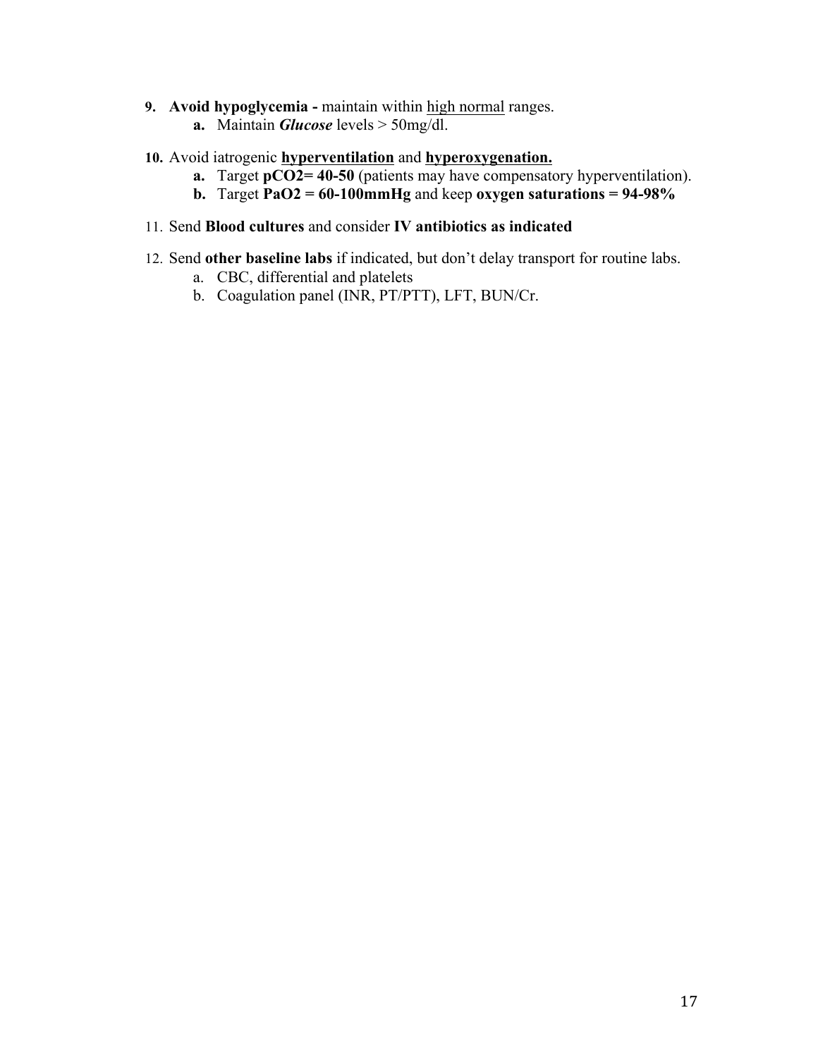9. **Avoid hypoglycemia -** maintain within <u>high normal</u> ranges.
    a. Maintain ***Glucose*** levels > 50mg/dl.

10. Avoid iatrogenic <u>**hyperventilation**</u> and <u>**hyperoxygenation.**</u>
    a. Target **$pCO_2$= 40-50** (patients may have compensatory hyperventilation).
    b. Target **$PaO_2$ = 60-100mmHg** and keep **oxygen saturations = 94-98%**

11. Send **Blood cultures** and consider **IV antibiotics as indicated**

12. Send **other baseline labs** if indicated, but don't delay transport for routine labs.
    a. CBC, differential and platelets
    b. Coagulation panel (INR, PT/PTT), LFT, BUN/Cr.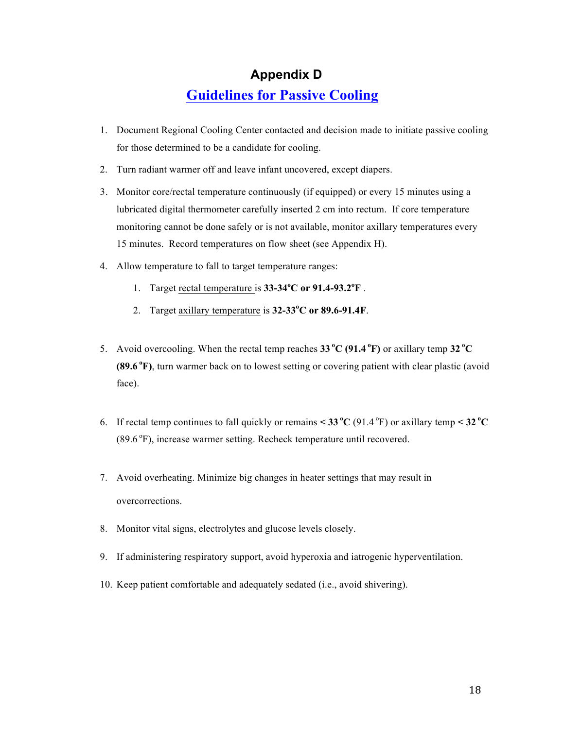## Appendix D

## Guidelines for Passive Cooling

1. Document Regional Cooling Center contacted and decision made to initiate passive cooling for those determined to be a candidate for cooling.
2. Turn radiant warmer off and leave infant uncovered, except diapers.
3. Monitor core/rectal temperature continuously (if equipped) or every 15 minutes using a lubricated digital thermometer carefully inserted 2 cm into rectum. If core temperature monitoring cannot be done safely or is not available, monitor axillary temperatures every 15 minutes. Record temperatures on flow sheet (see Appendix H).
4. Allow temperature to fall to target temperature ranges:
    1. Target rectal temperature is **33-34°C or 91.4-93.2°F** .
    2. Target axillary temperature is **32-33°C or 89.6-91.4F**.
5. Avoid overcooling. When the rectal temp reaches **33 °C (91.4 °F)** or axillary temp **32 °C (89.6 °F)**, turn warmer back on to lowest setting or covering patient with clear plastic (avoid face).
6. If rectal temp continues to fall quickly or remains **< 33 °C** (91.4 °F) or axillary temp **< 32 °C** (89.6 °F), increase warmer setting. Recheck temperature until recovered.
7. Avoid overheating. Minimize big changes in heater settings that may result in overcorrections.
8. Monitor vital signs, electrolytes and glucose levels closely.
9. If administering respiratory support, avoid hyperoxia and iatrogenic hyperventilation.
10. Keep patient comfortable and adequately sedated (i.e., avoid shivering).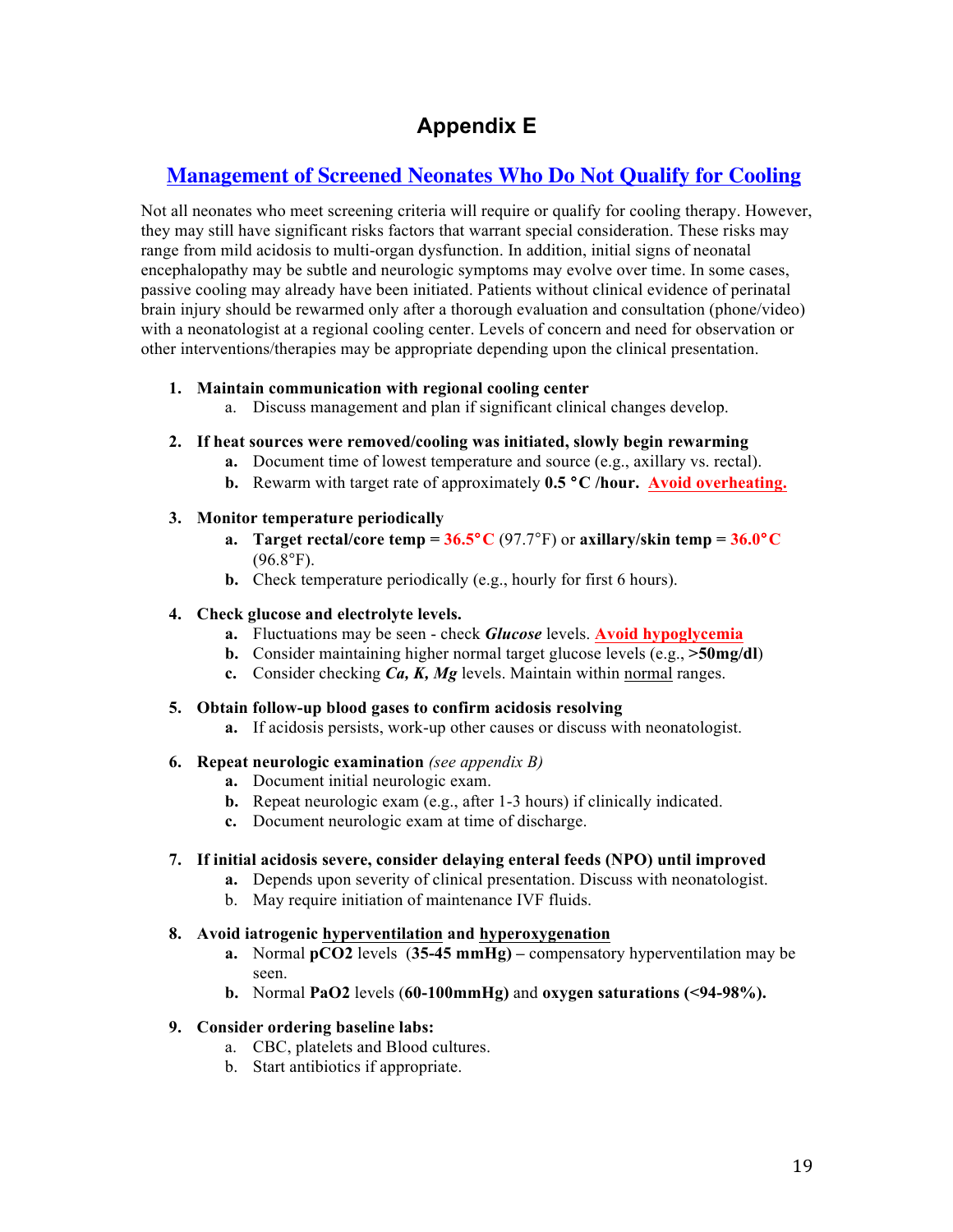# Appendix E

## Management of Screened Neonates Who Do Not Qualify for Cooling

Not all neonates who meet screening criteria will require or qualify for cooling therapy. However, they may still have significant risks factors that warrant special consideration. These risks may range from mild acidosis to multi-organ dysfunction. In addition, initial signs of neonatal encephalopathy may be subtle and neurologic symptoms may evolve over time. In some cases, passive cooling may already have been initiated. Patients without clinical evidence of perinatal brain injury should be rewarmed only after a thorough evaluation and consultation (phone/video) with a neonatologist at a regional cooling center. Levels of concern and need for observation or other interventions/therapies may be appropriate depending upon the clinical presentation.

1. **Maintain communication with regional cooling center**
   a. Discuss management and plan if significant clinical changes develop.

2. **If heat sources were removed/cooling was initiated, slowly begin rewarming**
   **a.** Document time of lowest temperature and source (e.g., axillary vs. rectal).
   **b.** Rewarm with target rate of approximately **0.5 °C /hour.** **Avoid overheating.**

3. **Monitor temperature periodically**
   **a.** **Target rectal/core temp = 36.5°C** (97.7°F) or **axillary/skin temp = 36.0°C** (96.8°F).
   **b.** Check temperature periodically (e.g., hourly for first 6 hours).

4. **Check glucose and electrolyte levels.**
   **a.** Fluctuations may be seen - check ***Glucose*** levels. **Avoid hypoglycemia**
   **b.** Consider maintaining higher normal target glucose levels (e.g., **>50mg/dl**)
   **c.** Consider checking ***Ca, K, Mg*** levels. Maintain within normal ranges.

5. **Obtain follow-up blood gases to confirm acidosis resolving**
   **a.** If acidosis persists, work-up other causes or discuss with neonatologist.

6. **Repeat neurologic examination** *(see appendix B)*
   **a.** Document initial neurologic exam.
   **b.** Repeat neurologic exam (e.g., after 1-3 hours) if clinically indicated.
   **c.** Document neurologic exam at time of discharge.

7. **If initial acidosis severe, consider delaying enteral feeds (NPO) until improved**
   **a.** Depends upon severity of clinical presentation. Discuss with neonatologist.
   b. May require initiation of maintenance IVF fluids.

8. **Avoid iatrogenic hyperventilation and hyperoxygenation**
   **a.** Normal **pCO2** levels (**35-45 mmHg) –** compensatory hyperventilation may be seen.
   **b.** Normal **PaO2** levels (**60-100mmHg)** and **oxygen saturations (<94-98%).**

9. **Consider ordering baseline labs:**
   a. CBC, platelets and Blood cultures.
   b. Start antibiotics if appropriate.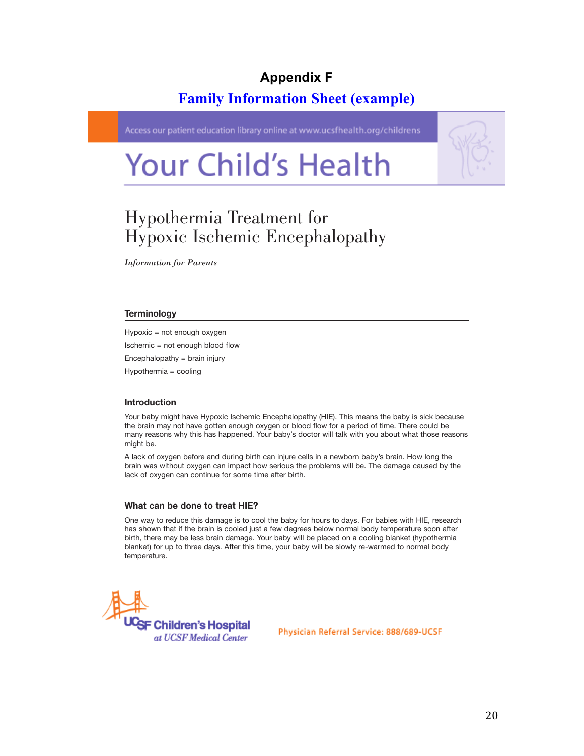# Appendix F

## Family Information Sheet (example)

Access our patient education library online at www.ucsfhealth.org/childrens

# Your Child's Health

## Hypothermia Treatment for Hypoxic Ischemic Encephalopathy

*Information for Parents*

### Terminology

Hypoxic = not enough oxygen

Ischemic = not enough blood flow

Encephalopathy = brain injury

Hypothermia = cooling

### Introduction

Your baby might have Hypoxic Ischemic Encephalopathy (HIE). This means the baby is sick because the brain may not have gotten enough oxygen or blood flow for a period of time. There could be many reasons why this has happened. Your baby's doctor will talk with you about what those reasons might be.

A lack of oxygen before and during birth can injure cells in a newborn baby's brain. How long the brain was without oxygen can impact how serious the problems will be. The damage caused by the lack of oxygen can continue for some time after birth.

### What can be done to treat HIE?

One way to reduce this damage is to cool the baby for hours to days. For babies with HIE, research has shown that if the brain is cooled just a few degrees below normal body temperature soon after birth, there may be less brain damage. Your baby will be placed on a cooling blanket (hypothermia blanket) for up to three days. After this time, your baby will be slowly re-warmed to normal body temperature.

UCSF Children's Hospital at UCSF Medical Center

Physician Referral Service: 888/689-UCSF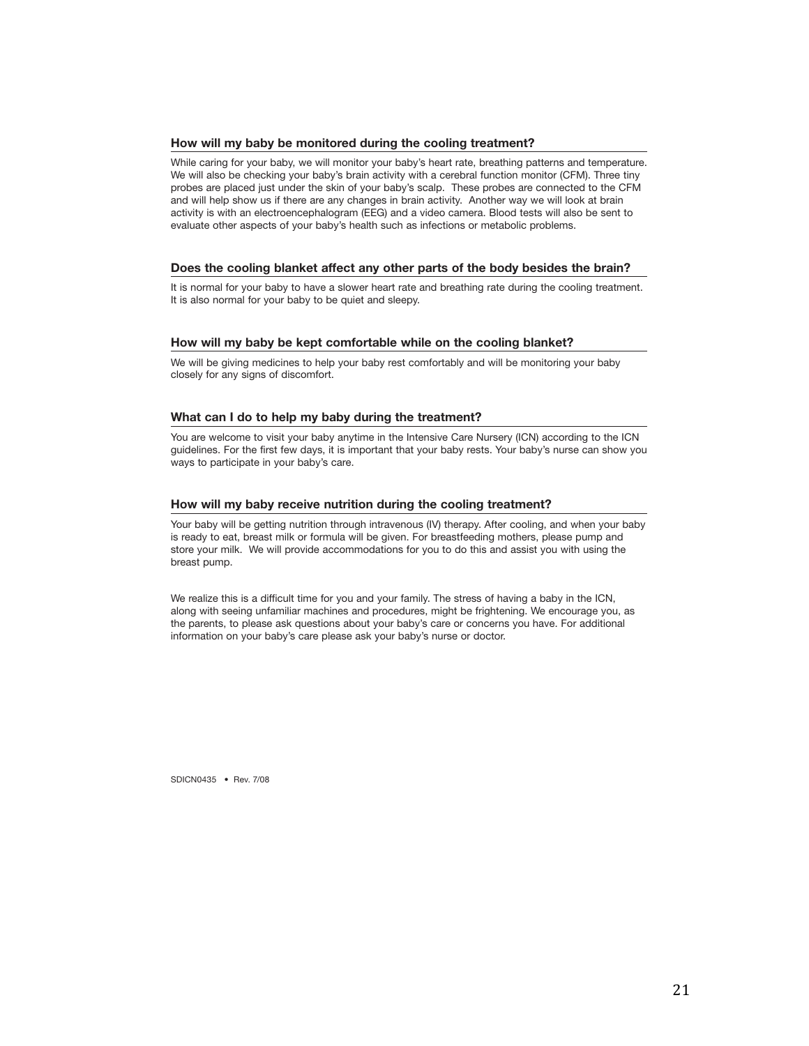### How will my baby be monitored during the cooling treatment?

While caring for your baby, we will monitor your baby's heart rate, breathing patterns and temperature. We will also be checking your baby's brain activity with a cerebral function monitor (CFM). Three tiny probes are placed just under the skin of your baby's scalp. These probes are connected to the CFM and will help show us if there are any changes in brain activity. Another way we will look at brain activity is with an electroencephalogram (EEG) and a video camera. Blood tests will also be sent to evaluate other aspects of your baby's health such as infections or metabolic problems.

### Does the cooling blanket affect any other parts of the body besides the brain?

It is normal for your baby to have a slower heart rate and breathing rate during the cooling treatment. It is also normal for your baby to be quiet and sleepy.

### How will my baby be kept comfortable while on the cooling blanket?

We will be giving medicines to help your baby rest comfortably and will be monitoring your baby closely for any signs of discomfort.

### What can I do to help my baby during the treatment?

You are welcome to visit your baby anytime in the Intensive Care Nursery (ICN) according to the ICN guidelines. For the first few days, it is important that your baby rests. Your baby's nurse can show you ways to participate in your baby's care.

### How will my baby receive nutrition during the cooling treatment?

Your baby will be getting nutrition through intravenous (IV) therapy. After cooling, and when your baby is ready to eat, breast milk or formula will be given. For breastfeeding mothers, please pump and store your milk. We will provide accommodations for you to do this and assist you with using the breast pump.

We realize this is a difficult time for you and your family. The stress of having a baby in the ICN, along with seeing unfamiliar machines and procedures, might be frightening. We encourage you, as the parents, to please ask questions about your baby's care or concerns you have. For additional information on your baby's care please ask your baby's nurse or doctor.

SDICN0435 • Rev. 7/08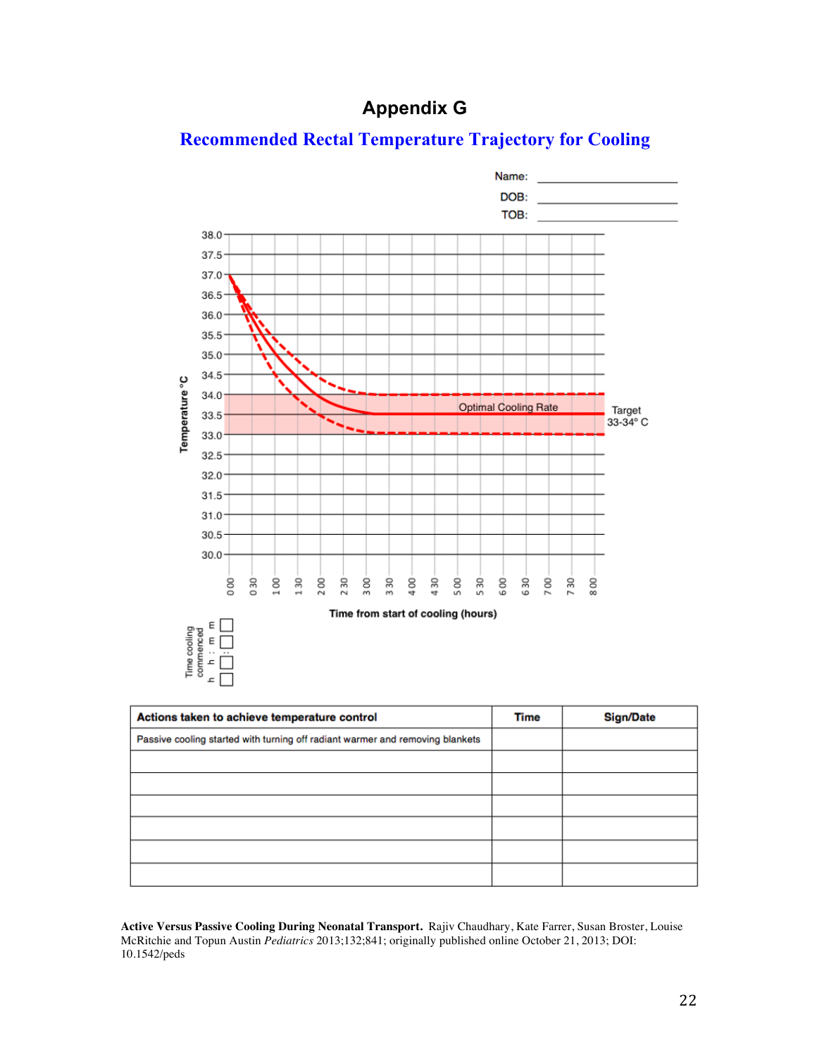# Appendix G

## Recommended Rectal Temperature Trajectory for Cooling

Name: ____________________

DOB: ____________________

TOB: ____________________

| Actions taken to achieve temperature control | Time | Sign/Date |
|---|---|---|
| Passive cooling started with turning off radiant warmer and removing blankets | | |
| | | |
| | | |
| | | |
| | | |
| | | |
| | | |

**Active Versus Passive Cooling During Neonatal Transport.** Rajiv Chaudhary, Kate Farrer, Susan Broster, Louise McRitchie and Topun Austin *Pediatrics* 2013;132;841; originally published online October 21, 2013; DOI: 10.1542/peds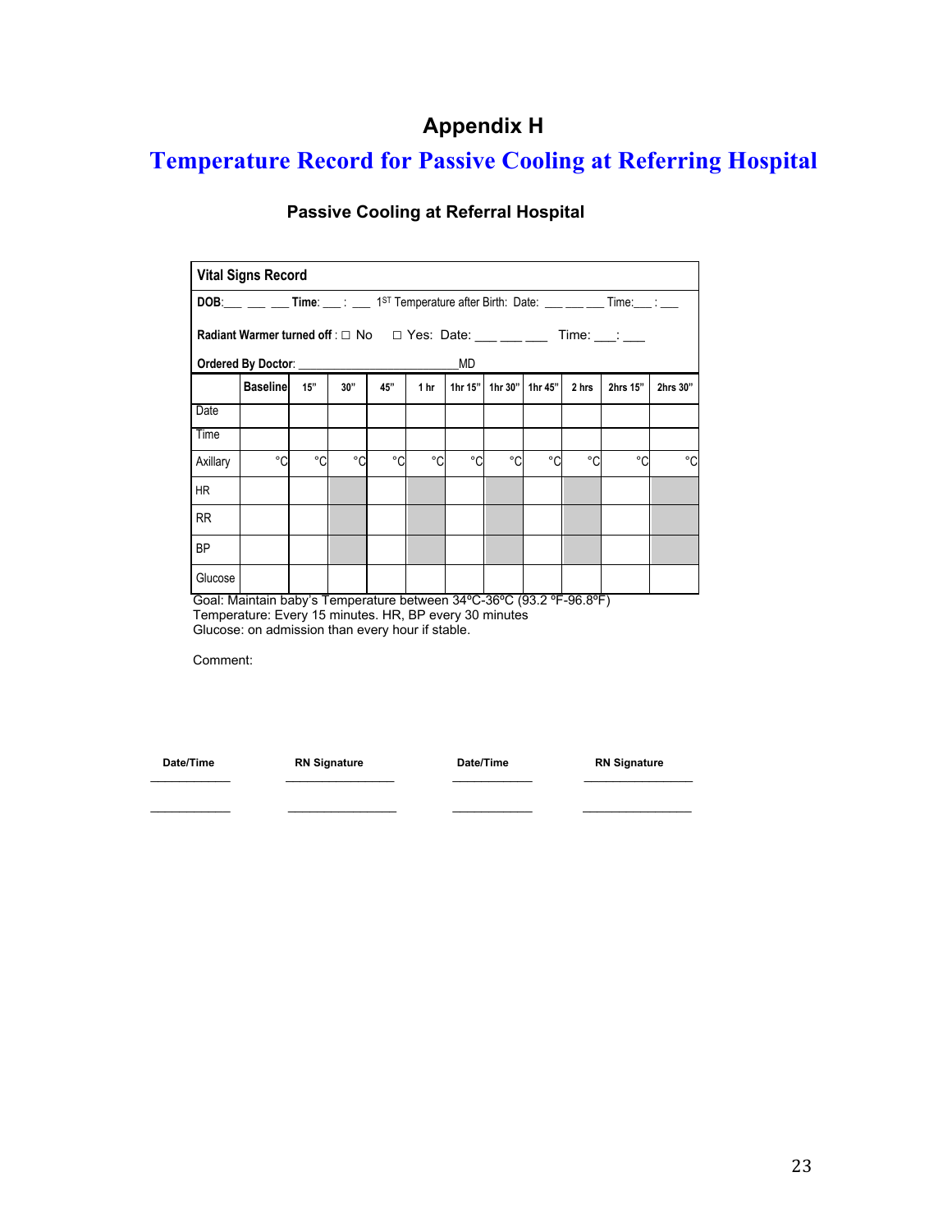# Appendix H

## Temperature Record for Passive Cooling at Referring Hospital

### Passive Cooling at Referral Hospital

**Vital Signs Record**

**DOB**:___ ___ ___ **Time**: ___ : ___ 1ST Temperature after Birth: Date: ___ ___ ___ Time:___ : ___

**Radiant Warmer turned off** : ☐ No ☐ Yes: Date: ___ ___ ___ Time: ___: ___

**Ordered By Doctor**: ________________________MD

| | Baseline | 15" | 30" | 45" | 1 hr | 1hr 15" | 1hr 30" | 1hr 45" | 2 hrs | 2hrs 15" | 2hrs 30" |
|---|---|---|---|---|---|---|---|---|---|---|---|
| Date | | | | | | | | | | | |
| Time | | | | | | | | | | | |
| Axillary | °C | °C | °C | °C | °C | °C | °C | °C | °C | °C | °C |
| HR | | | | | | | | | | | |
| RR | | | | | | | | | | | |
| BP | | | | | | | | | | | |
| Glucose | | | | | | | | | | | |

Goal: Maintain baby's Temperature between 34ºC-36ºC (93.2 ºF-96.8ºF)
Temperature: Every 15 minutes. HR, BP every 30 minutes
Glucose: on admission than every hour if stable.

Comment:

| Date/Time | RN Signature | Date/Time | RN Signature |
|---|---|---|---|
| ___________ | _______________ | ___________ | _______________ |
| ___________ | _______________ | ___________ | _______________ |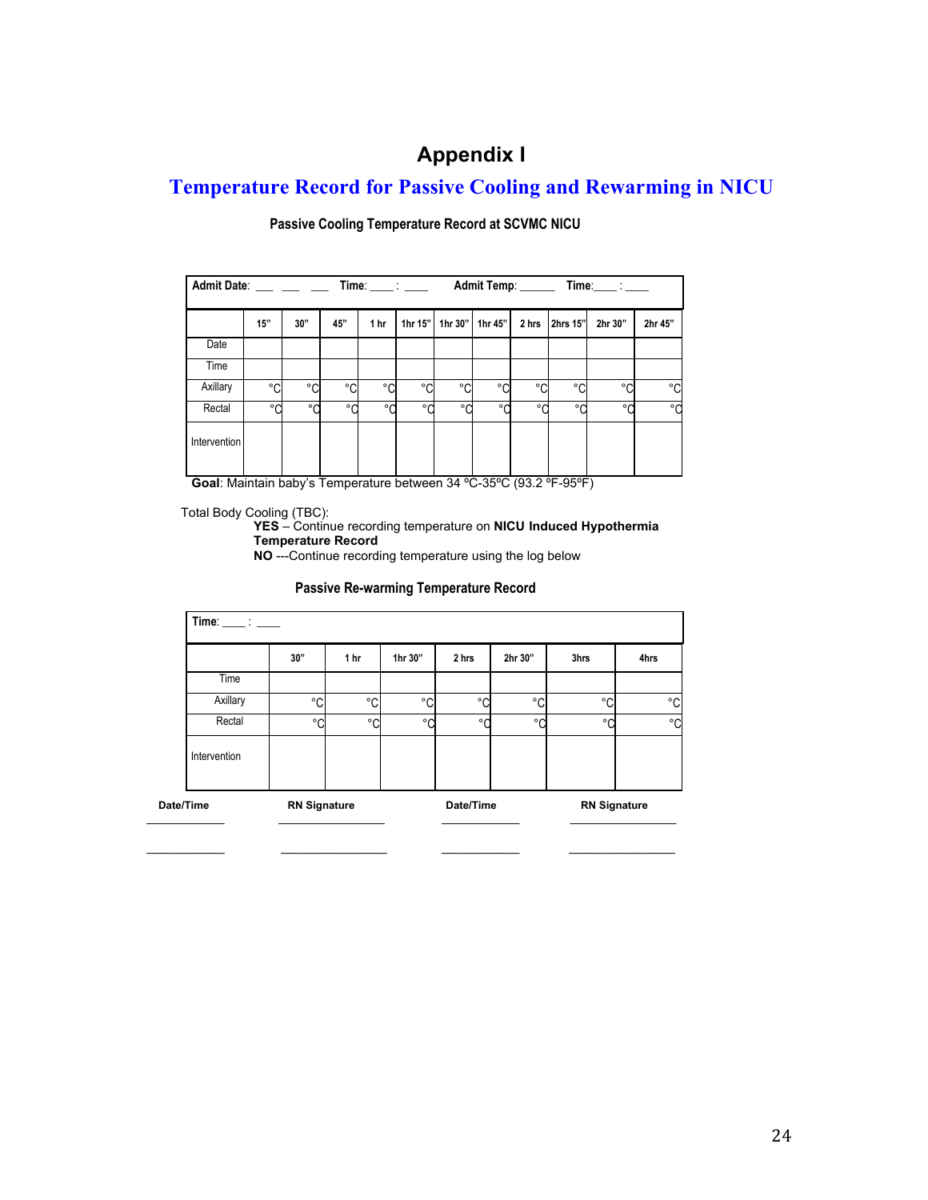# Appendix I

## Temperature Record for Passive Cooling and Rewarming in NICU

**Passive Cooling Temperature Record at SCVMC NICU**

| **Admit Date**: ___ ___ ___ **Time**: ___ : ___ **Admit Temp**: _____ **Time**:___ : ___ | | | | | | | | | | | |
|---|---|---|---|---|---|---|---|---|---|---|---|
| | **15"** | **30"** | **45"** | **1 hr** | **1hr 15"** | **1hr 30"** | **1hr 45"** | **2 hrs** | **2hrs 15"** | **2hr 30"** | **2hr 45"** |
| Date | | | | | | | | | | | |
| Time | | | | | | | | | | | |
| Axillary | °C | °C | °C | °C | °C | °C | °C | °C | °C | °C | °C |
| Rectal | °C | °C | °C | °C | °C | °C | °C | °C | °C | °C | °C |
| Intervention | | | | | | | | | | | |

**Goal**: Maintain baby's Temperature between 34 ºC-35ºC (93.2 ºF-95ºF)

Total Body Cooling (TBC):

**YES** – Continue recording temperature on **NICU Induced Hypothermia Temperature Record**

**NO** ---Continue recording temperature using the log below

**Passive Re-warming Temperature Record**

| **Time**: ___ : ___ | | | | | | | |
|---|---|---|---|---|---|---|---|
| | **30"** | **1 hr** | **1hr 30"** | **2 hrs** | **2hr 30"** | **3hrs** | **4hrs** |
| Time | | | | | | | |
| Axillary | °C | °C | °C | °C | °C | °C | °C |
| Rectal | °C | °C | °C | °C | °C | °C | °C |
| Intervention | | | | | | | |

| **Date/Time** | **RN Signature** | **Date/Time** | **RN Signature** |
|---|---|---|---|
| ___________ | _______________ | ___________ | _______________ |
| ___________ | _______________ | ___________ | _______________ |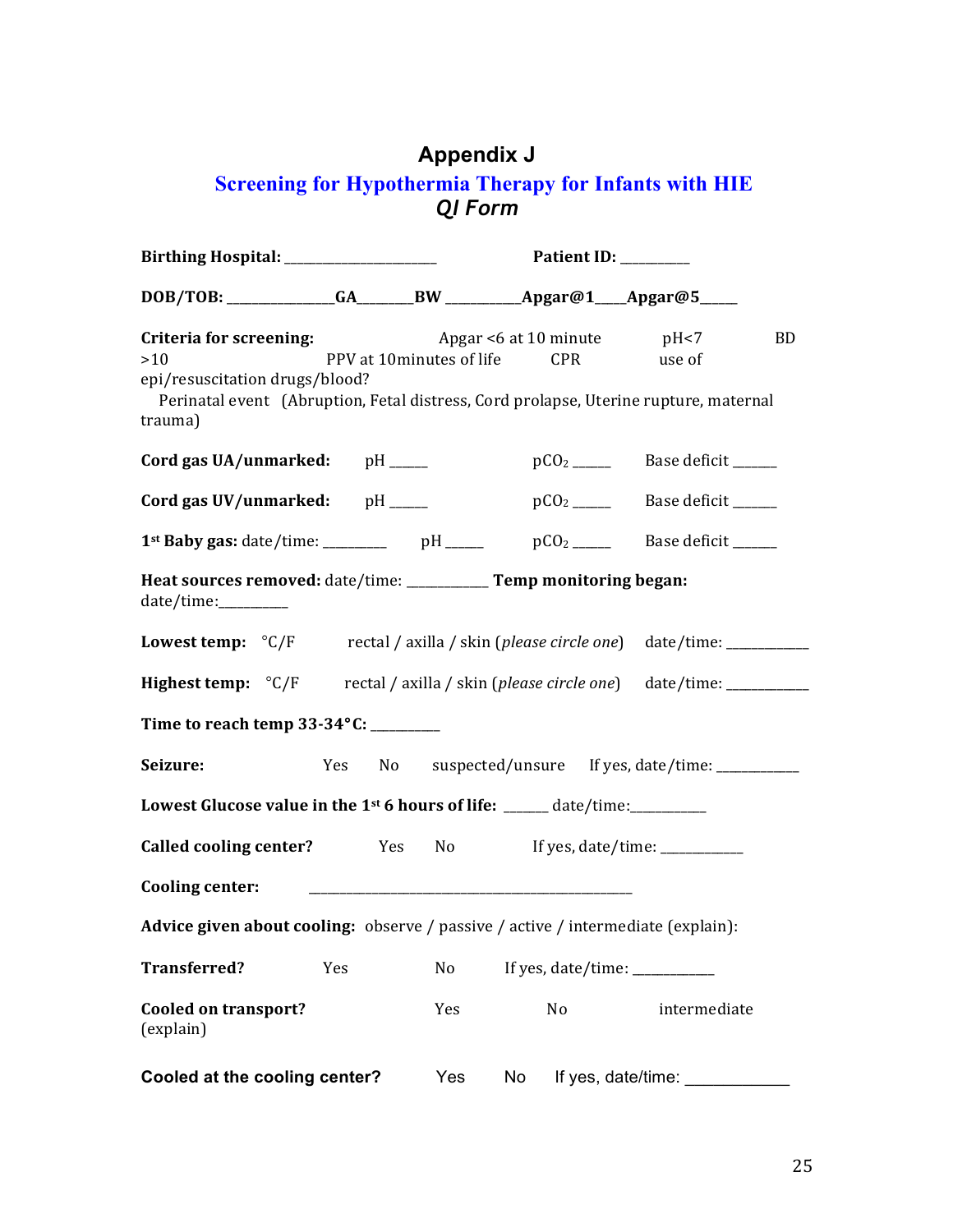# Appendix J

## Screening for Hypothermia Therapy for Infants with HIE

### *QI Form*

**Birthing Hospital:** ______________________ **Patient ID:** __________

**DOB/TOB:** _______________**GA**________**BW** __________**Apgar@1**____**Apgar@5**_____

**Criteria for screening:** Apgar <6 at 10 minute pH<7 BD >10 PPV at 10minutes of life CPR use of epi/resuscitation drugs/blood?
Perinatal event (Abruption, Fetal distress, Cord prolapse, Uterine rupture, maternal trauma)

**Cord gas UA/unmarked:** pH _____ $pCO_2$ ______ Base deficit ______

**Cord gas UV/unmarked:** pH _____ $pCO_2$ ______ Base deficit ______

**1st Baby gas:** date/time: _________ pH _____ $pCO_2$ ______ Base deficit ______

**Heat sources removed:** date/time: ___________ **Temp monitoring began:** date/time:__________

**Lowest temp:** °C/F rectal / axilla / skin (*please circle one*) date/time: ___________

**Highest temp:** °C/F rectal / axilla / skin (*please circle one*) date/time: ___________

**Time to reach temp 33-34°C:** __________

**Seizure:** Yes No suspected/unsure If yes, date/time: ___________

**Lowest Glucose value in the 1st 6 hours of life:** ______ date/time:__________

**Called cooling center?** Yes No If yes, date/time: ___________

**Cooling center:** _______________________________________________

**Advice given about cooling:** observe / passive / active / intermediate (explain):

**Transferred?** Yes No If yes, date/time: ___________

**Cooled on transport?** Yes No intermediate (explain)

**Cooled at the cooling center?** Yes No If yes, date/time: ____________